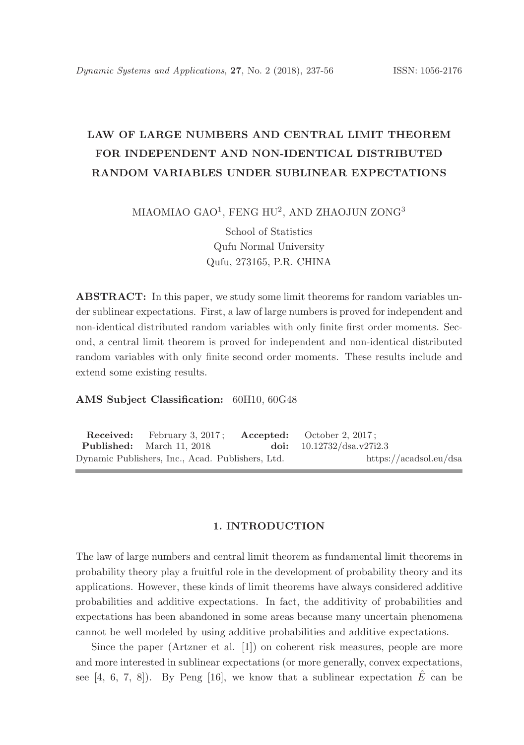# LAW OF LARGE NUMBERS AND CENTRAL LIMIT THEOREM FOR INDEPENDENT AND NON-IDENTICAL DISTRIBUTED RANDOM VARIABLES UNDER SUBLINEAR EXPECTATIONS

MIAOMIAO GAO[1], FENG HU[2], AND ZHAOJUN ZONG[3]

School of Statistics
Qufu Normal University
Qufu, 273165, P.R. CHINA

**ABSTRACT:** In this paper, we study some limit theorems for random variables under sublinear expectations. First, a law of large numbers is proved for independent and non-identical distributed random variables with only finite first order moments. Second, a central limit theorem is proved for independent and non-identical distributed random variables with only finite second order moments. These results include and extend some existing results.

**AMS Subject Classification:** 60H10, 60G48

**Received:** February 3, 2017; **Accepted:** October 2, 2017;
**Published:** March 11, 2018 **doi:** 10.12732/dsa.v27i2.3
Dynamic Publishers, Inc., Acad. Publishers, Ltd. https://acadsol.eu/dsa

## 1. INTRODUCTION

The law of large numbers and central limit theorem as fundamental limit theorems in probability theory play a fruitful role in the development of probability theory and its applications. However, these kinds of limit theorems have always considered additive probabilities and additive expectations. In fact, the additivity of probabilities and expectations has been abandoned in some areas because many uncertain phenomena cannot be well modeled by using additive probabilities and additive expectations.

Since the paper (Artzner et al. [1]) on coherent risk measures, people are more and more interested in sublinear expectations (or more generally, convex expectations, see [4, 6, 7, 8]). By Peng [16], we know that a sublinear expectation $\hat{E}$ can be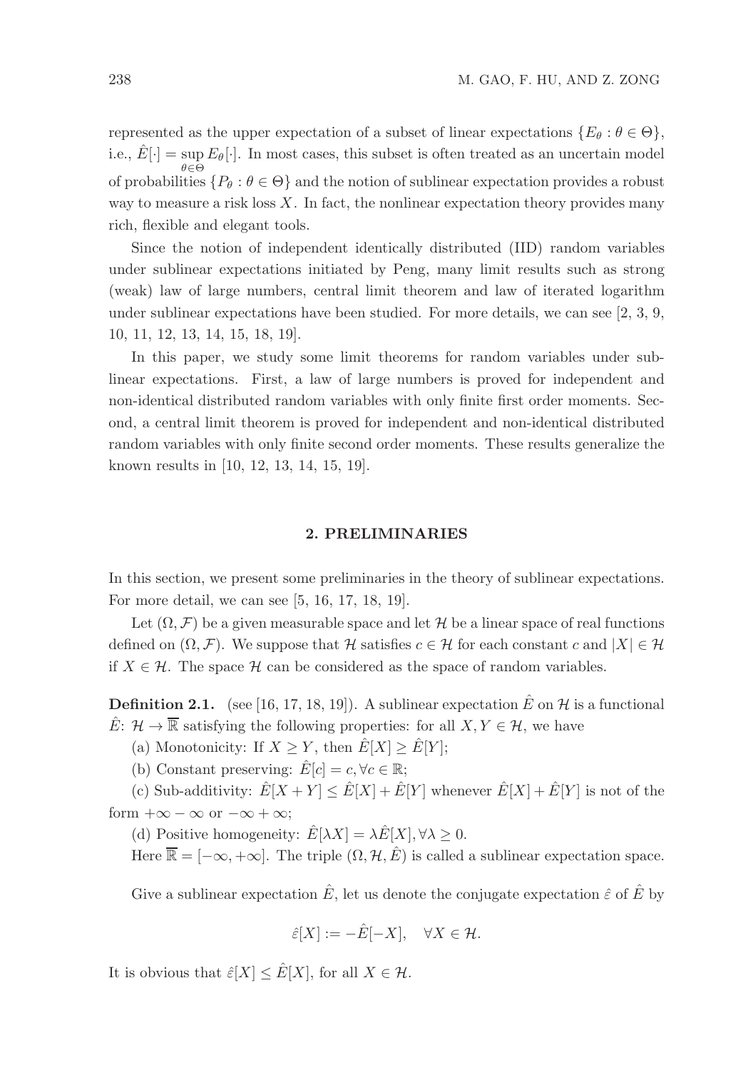represented as the upper expectation of a subset of linear expectations $\{E_\theta : \theta \in \Theta\}$, i.e., $\hat{E}[\cdot] = \sup_{\theta\in\Theta} E_\theta[\cdot]$. In most cases, this subset is often treated as an uncertain model of probabilities $\{P_\theta : \theta \in \Theta\}$ and the notion of sublinear expectation provides a robust way to measure a risk loss $X$. In fact, the nonlinear expectation theory provides many rich, flexible and elegant tools.

Since the notion of independent identically distributed (IID) random variables under sublinear expectations initiated by Peng, many limit results such as strong (weak) law of large numbers, central limit theorem and law of iterated logarithm under sublinear expectations have been studied. For more details, we can see [2, 3, 9, 10, 11, 12, 13, 14, 15, 18, 19].

In this paper, we study some limit theorems for random variables under sublinear expectations. First, a law of large numbers is proved for independent and non-identical distributed random variables with only finite first order moments. Second, a central limit theorem is proved for independent and non-identical distributed random variables with only finite second order moments. These results generalize the known results in [10, 12, 13, 14, 15, 19].

## 2. PRELIMINARIES

In this section, we present some preliminaries in the theory of sublinear expectations. For more detail, we can see [5, 16, 17, 18, 19].

Let $(\Omega, \mathcal{F})$ be a given measurable space and let $\mathcal{H}$ be a linear space of real functions defined on $(\Omega, \mathcal{F})$. We suppose that $\mathcal{H}$ satisfies $c \in \mathcal{H}$ for each constant $c$ and $|X| \in \mathcal{H}$ if $X \in \mathcal{H}$. The space $\mathcal{H}$ can be considered as the space of random variables.

**Definition 2.1.** (see [16, 17, 18, 19]). A sublinear expectation $\hat{E}$ on $\mathcal{H}$ is a functional $\hat{E}$: $\mathcal{H} \to \overline{\mathbb{R}}$ satisfying the following properties: for all $X, Y \in \mathcal{H}$, we have

(a) Monotonicity: If $X \geq Y$, then $\hat{E}[X] \geq \hat{E}[Y]$;

(b) Constant preserving: $\hat{E}[c] = c, \forall c \in \mathbb{R}$;

(c) Sub-additivity: $\hat{E}[X + Y] \leq \hat{E}[X] + \hat{E}[Y]$ whenever $\hat{E}[X] + \hat{E}[Y]$ is not of the form $+\infty - \infty$ or $-\infty + \infty$;

(d) Positive homogeneity: $\hat{E}[\lambda X] = \lambda \hat{E}[X], \forall \lambda \geq 0$.

Here $\overline{\mathbb{R}} = [-\infty, +\infty]$. The triple $(\Omega, \mathcal{H}, \hat{E})$ is called a sublinear expectation space.

Give a sublinear expectation $\hat{E}$, let us denote the conjugate expectation $\hat{\varepsilon}$ of $\hat{E}$ by

$$\hat{\varepsilon}[X] := -\hat{E}[-X], \quad \forall X \in \mathcal{H}.$$

It is obvious that $\hat{\varepsilon}[X] \leq \hat{E}[X]$, for all $X \in \mathcal{H}$.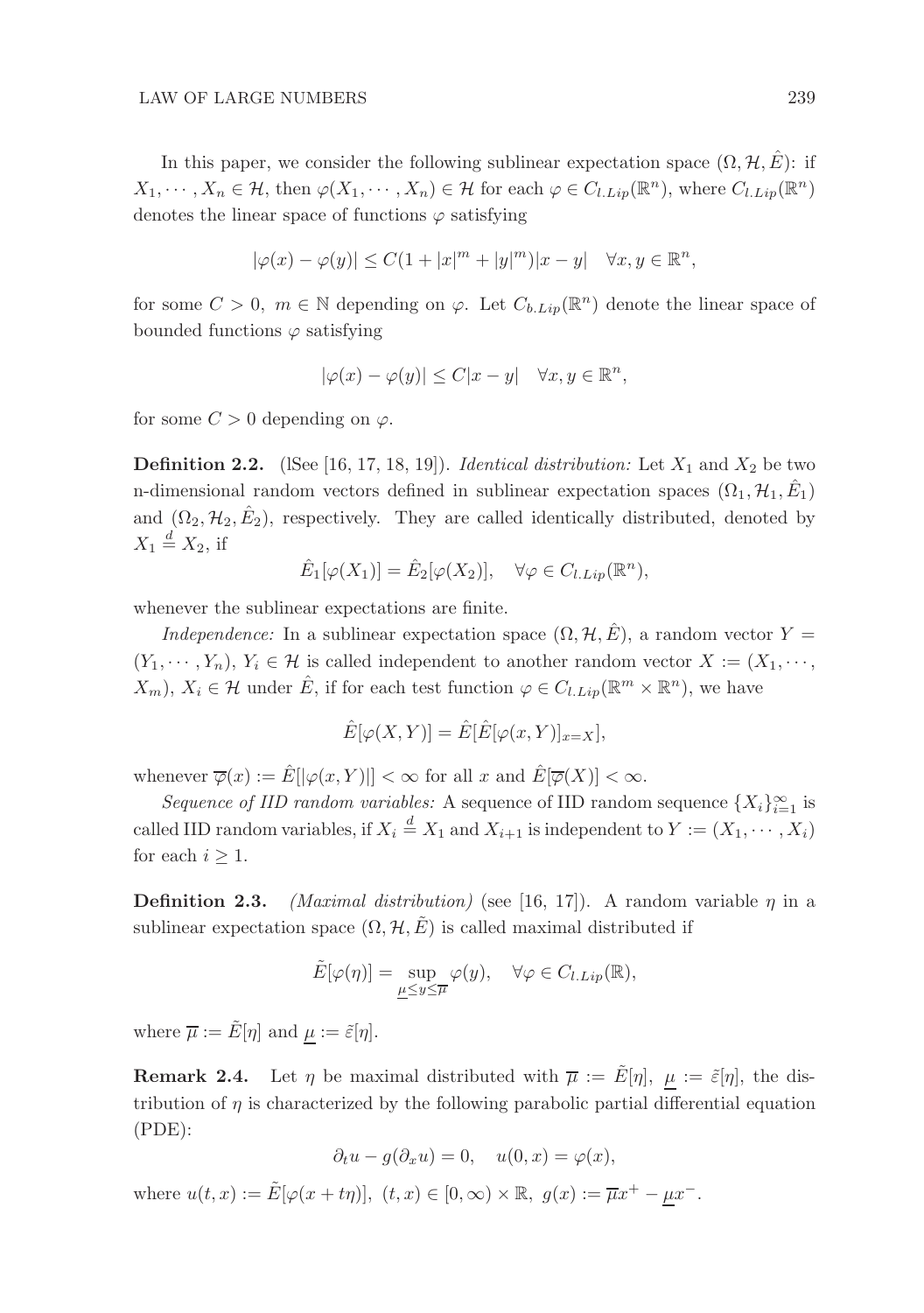In this paper, we consider the following sublinear expectation space $(\Omega, \mathcal{H}, \hat{E})$: if $X_1, \cdots, X_n \in \mathcal{H}$, then $\varphi(X_1, \cdots, X_n) \in \mathcal{H}$ for each $\varphi \in C_{l.Lip}(\mathbb{R}^n)$, where $C_{l.Lip}(\mathbb{R}^n)$ denotes the linear space of functions $\varphi$ satisfying

$$|\varphi(x) - \varphi(y)| \leq C(1 + |x|^m + |y|^m)|x - y| \quad \forall x, y \in \mathbb{R}^n,$$

for some $C > 0$, $m \in \mathbb{N}$ depending on $\varphi$. Let $C_{b.Lip}(\mathbb{R}^n)$ denote the linear space of bounded functions $\varphi$ satisfying

$$|\varphi(x) - \varphi(y)| \leq C|x - y| \quad \forall x, y \in \mathbb{R}^n,$$

for some $C > 0$ depending on $\varphi$.

**Definition 2.2.** (lSee [16, 17, 18, 19]). *Identical distribution:* Let $X_1$ and $X_2$ be two n-dimensional random vectors defined in sublinear expectation spaces $(\Omega_1, \mathcal{H}_1, \hat{E}_1)$ and $(\Omega_2, \mathcal{H}_2, \hat{E}_2)$, respectively. They are called identically distributed, denoted by $X_1 \overset{d}{=} X_2$, if

$$\hat{E}_1[\varphi(X_1)] = \hat{E}_2[\varphi(X_2)], \quad \forall \varphi \in C_{l.Lip}(\mathbb{R}^n),$$

whenever the sublinear expectations are finite.

*Independence:* In a sublinear expectation space $(\Omega, \mathcal{H}, \hat{E})$, a random vector $Y = (Y_1, \cdots, Y_n)$, $Y_i \in \mathcal{H}$ is called independent to another random vector $X := (X_1, \cdots, X_m)$, $X_i \in \mathcal{H}$ under $\hat{E}$, if for each test function $\varphi \in C_{l.Lip}(\mathbb{R}^m \times \mathbb{R}^n)$, we have

$$\hat{E}[\varphi(X, Y)] = \hat{E}[\hat{E}[\varphi(x, Y)]_{x=X}],$$

whenever $\overline{\varphi}(x) := \hat{E}[|\varphi(x, Y)|] < \infty$ for all $x$ and $\hat{E}[\overline{\varphi}(X)] < \infty$.

*Sequence of IID random variables:* A sequence of IID random sequence $\{X_i\}_{i=1}^{\infty}$ is called IID random variables, if $X_i \overset{d}{=} X_1$ and $X_{i+1}$ is independent to $Y := (X_1, \cdots, X_i)$ for each $i \geq 1$.

**Definition 2.3.** *(Maximal distribution)* (see [16, 17]). A random variable $\eta$ in a sublinear expectation space $(\Omega, \mathcal{H}, \tilde{E})$ is called maximal distributed if

$$\tilde{E}[\varphi(\eta)] = \sup_{\underline{\mu} \leq y \leq \overline{\mu}} \varphi(y), \quad \forall \varphi \in C_{l.Lip}(\mathbb{R}),$$

where $\overline{\mu} := \tilde{E}[\eta]$ and $\underline{\mu} := \tilde{\varepsilon}[\eta]$.

**Remark 2.4.** Let $\eta$ be maximal distributed with $\overline{\mu} := \tilde{E}[\eta]$, $\underline{\mu} := \tilde{\varepsilon}[\eta]$, the distribution of $\eta$ is characterized by the following parabolic partial differential equation (PDE):

$$\partial_t u - g(\partial_x u) = 0, \quad u(0, x) = \varphi(x),$$

where $u(t, x) := \tilde{E}[\varphi(x + t\eta)]$, $(t, x) \in [0, \infty) \times \mathbb{R}$, $g(x) := \overline{\mu}x^+ - \underline{\mu}x^-$.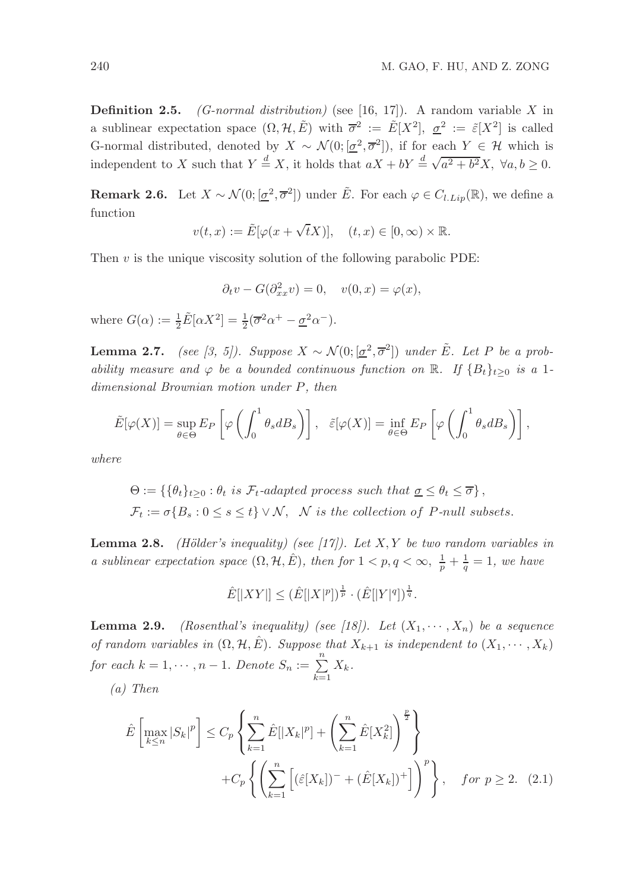**Definition 2.5.** *(G-normal distribution)* (see [16, 17]). A random variable $X$ in a sublinear expectation space $(\Omega, \mathcal{H}, \tilde{E})$ with $\overline{\sigma}^2 := \tilde{E}[X^2]$, $\underline{\sigma}^2 := \tilde{\varepsilon}[X^2]$ is called G-normal distributed, denoted by $X \sim \mathcal{N}(0; [\underline{\sigma}^2, \overline{\sigma}^2])$, if for each $Y \in \mathcal{H}$ which is independent to $X$ such that $Y \overset{d}{=} X$, it holds that $aX + bY \overset{d}{=} \sqrt{a^2 + b^2}X$, $\forall a, b \geq 0$.

**Remark 2.6.** Let $X \sim \mathcal{N}(0; [\underline{\sigma}^2, \overline{\sigma}^2])$ under $\tilde{E}$. For each $\varphi \in C_{l.Lip}(\mathbb{R})$, we define a function

$$v(t, x) := \tilde{E}[\varphi(x + \sqrt{t}X)], \quad (t, x) \in [0, \infty) \times \mathbb{R}.$$

Then $v$ is the unique viscosity solution of the following parabolic PDE:

$$\partial_t v - G(\partial_{xx}^2 v) = 0, \quad v(0, x) = \varphi(x),$$

where $G(\alpha) := \frac{1}{2}\tilde{E}[\alpha X^2] = \frac{1}{2}(\overline{\sigma}^2 \alpha^+ - \underline{\sigma}^2 \alpha^-)$.

**Lemma 2.7.** *(see [3, 5]). Suppose $X \sim \mathcal{N}(0; [\underline{\sigma}^2, \overline{\sigma}^2])$ under $\tilde{E}$. Let $P$ be a probability measure and $\varphi$ be a bounded continuous function on $\mathbb{R}$. If $\{B_t\}_{t \geq 0}$ is a 1-dimensional Brownian motion under $P$, then*

$$\tilde{E}[\varphi(X)] = \sup_{\theta \in \Theta} E_P \left[ \varphi \left( \int_0^1 \theta_s dB_s \right) \right], \quad \tilde{\varepsilon}[\varphi(X)] = \inf_{\theta \in \Theta} E_P \left[ \varphi \left( \int_0^1 \theta_s dB_s \right) \right],$$

*where*

$$\Theta := \{\{\theta_t\}_{t \geq 0} : \theta_t \text{ is } \mathcal{F}_t\text{-adapted process such that } \underline{\sigma} \leq \theta_t \leq \overline{\sigma}\},$$
$$\mathcal{F}_t := \sigma\{B_s : 0 \leq s \leq t\} \vee \mathcal{N}, \quad \mathcal{N} \text{ is the collection of } P\text{-null subsets.}$$

**Lemma 2.8.** *(Hölder's inequality) (see [17]). Let $X, Y$ be two random variables in a sublinear expectation space $(\Omega, \mathcal{H}, \hat{E})$, then for $1 < p, q < \infty$, $\frac{1}{p} + \frac{1}{q} = 1$, we have*

$$\hat{E}[|XY|] \leq (\hat{E}[|X|^p])^{\frac{1}{p}} \cdot (\hat{E}[|Y|^q])^{\frac{1}{q}}.$$

**Lemma 2.9.** *(Rosenthal's inequality) (see [18]). Let $(X_1, \cdots, X_n)$ be a sequence of random variables in $(\Omega, \mathcal{H}, \hat{E})$. Suppose that $X_{k+1}$ is independent to $(X_1, \cdots, X_k)$ for each $k = 1, \cdots, n-1$. Denote $S_n := \sum_{k=1}^{n} X_k$.*

*(a) Then*

$$\hat{E}\left[\max_{k \leq n} |S_k|^p\right] \leq C_p \left\{ \sum_{k=1}^{n} \hat{E}[|X_k|^p] + \left( \sum_{k=1}^{n} \hat{E}[X_k^2] \right)^{\frac{p}{2}} \right\} + C_p \left\{ \left( \sum_{k=1}^{n} \left[ (\hat{\varepsilon}[X_k])^- + (\hat{E}[X_k])^+ \right] \right)^p \right\}, \quad \text{for } p \geq 2. \quad (2.1)$$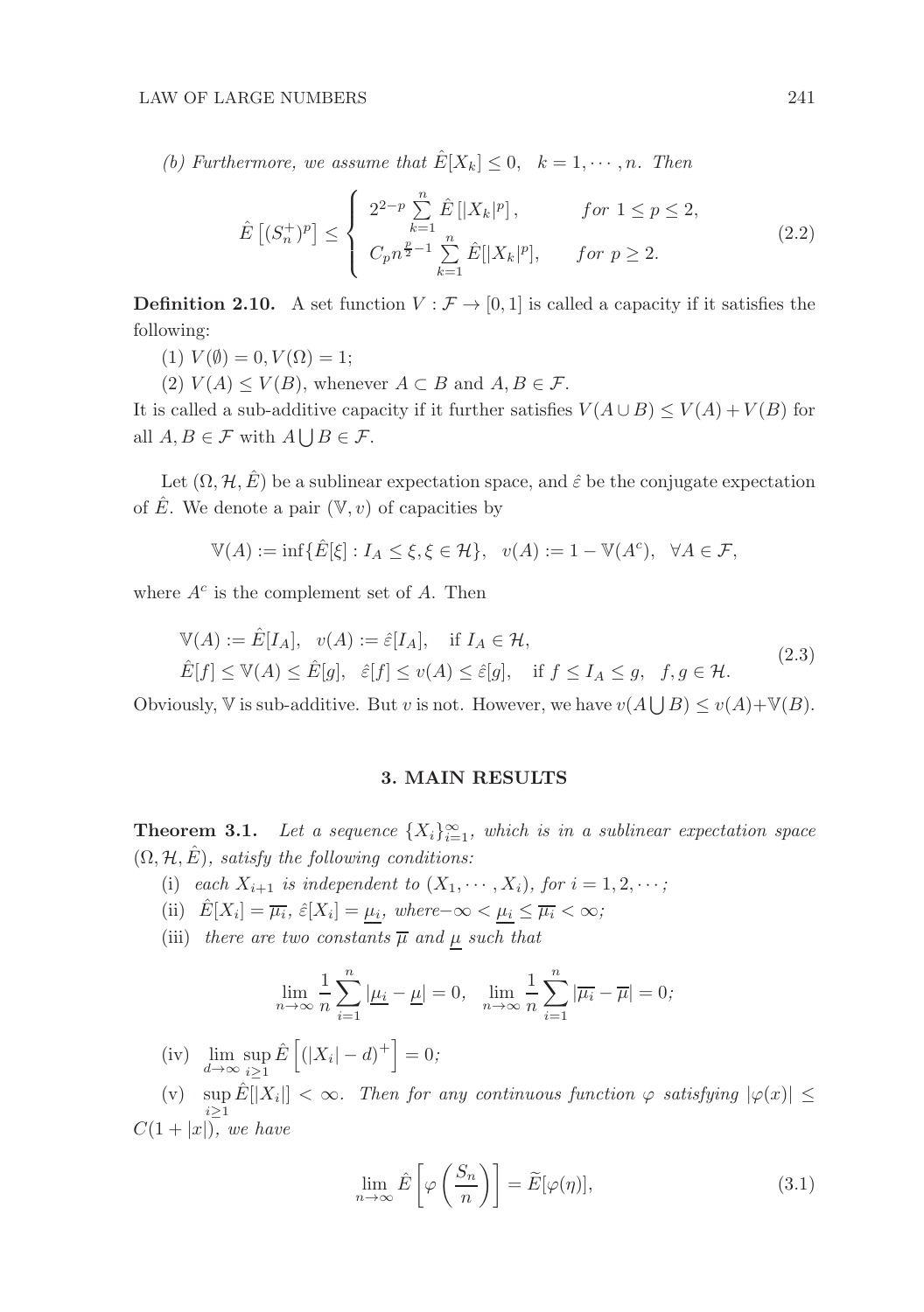*(b) Furthermore, we assume that $\hat{E}[X_k] \le 0, \quad k = 1, \cdots, n$. Then*

$$\hat{E}\left[(S_n^+)^p\right] \le \begin{cases} 2^{2-p} \sum_{k=1}^{n} \hat{E}\left[|X_k|^p\right], & \text{for } 1 \le p \le 2, \\ C_p n^{\frac{p}{2}-1} \sum_{k=1}^{n} \hat{E}[|X_k|^p], & \text{for } p \ge 2. \end{cases} \tag{2.2}$$

**Definition 2.10.** A set function $V : \mathcal{F} \to [0, 1]$ is called a capacity if it satisfies the following:

(1) $V(\emptyset) = 0, V(\Omega) = 1$;

(2) $V(A) \le V(B)$, whenever $A \subset B$ and $A, B \in \mathcal{F}$.

It is called a sub-additive capacity if it further satisfies $V(A \cup B) \le V(A) + V(B)$ for all $A, B \in \mathcal{F}$ with $A \bigcup B \in \mathcal{F}$.

Let $(\Omega, \mathcal{H}, \hat{E})$ be a sublinear expectation space, and $\hat{\varepsilon}$ be the conjugate expectation of $\hat{E}$. We denote a pair $(\mathbb{V}, v)$ of capacities by

$$\mathbb{V}(A) := \inf\{\hat{E}[\xi] : I_A \le \xi, \xi \in \mathcal{H}\}, \quad v(A) := 1 - \mathbb{V}(A^c), \quad \forall A \in \mathcal{F},$$

where $A^c$ is the complement set of $A$. Then

$$\begin{aligned} &\mathbb{V}(A) := \hat{E}[I_A], \quad v(A) := \hat{\varepsilon}[I_A], \quad \text{if } I_A \in \mathcal{H}, \\ &\hat{E}[f] \le \mathbb{V}(A) \le \hat{E}[g], \quad \hat{\varepsilon}[f] \le v(A) \le \hat{\varepsilon}[g], \quad \text{if } f \le I_A \le g, \quad f, g \in \mathcal{H}. \end{aligned} \tag{2.3}$$

Obviously, $\mathbb{V}$ is sub-additive. But $v$ is not. However, we have $v(A \bigcup B) \le v(A) + \mathbb{V}(B)$.

## 3. MAIN RESULTS

**Theorem 3.1.** *Let a sequence $\{X_i\}_{i=1}^{\infty}$, which is in a sublinear expectation space $(\Omega, \mathcal{H}, \hat{E})$, satisfy the following conditions:*

(i) *each $X_{i+1}$ is independent to $(X_1, \cdots, X_i)$, for $i = 1, 2, \cdots$;*

(ii) *$\hat{E}[X_i] = \overline{\mu_i}$, $\hat{\varepsilon}[X_i] = \underline{\mu_i}$, where $-\infty < \underline{\mu_i} \le \overline{\mu_i} < \infty$;*

(iii) *there are two constants $\overline{\mu}$ and $\underline{\mu}$ such that*

$$\lim_{n \to \infty} \frac{1}{n} \sum_{i=1}^{n} |\underline{\mu_i} - \underline{\mu}| = 0, \quad \lim_{n \to \infty} \frac{1}{n} \sum_{i=1}^{n} |\overline{\mu_i} - \overline{\mu}| = 0;$$

(iv) $\lim_{d \to \infty} \sup_{i \ge 1} \hat{E}\left[(|X_i| - d)^+\right] = 0$;

(v) $\sup_{i \ge 1} \hat{E}[|X_i|] < \infty$. *Then for any continuous function $\varphi$ satisfying $|\varphi(x)| \le C(1 + |x|)$, we have*

$$\lim_{n \to \infty} \hat{E}\left[\varphi\left(\frac{S_n}{n}\right)\right] = \widetilde{E}[\varphi(\eta)], \tag{3.1}$$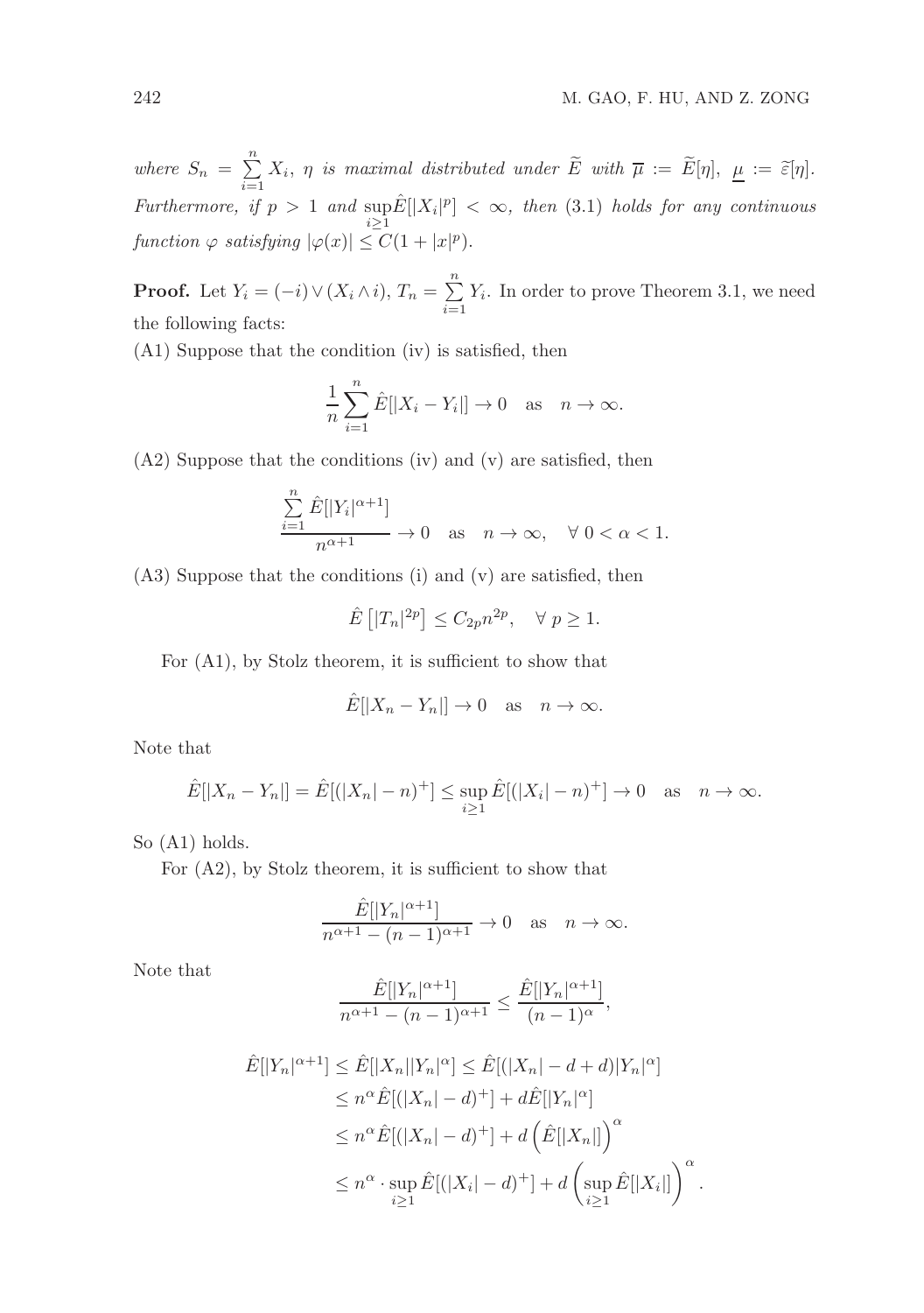*where* $S_n = \sum_{i=1}^{n} X_i$, $\eta$ *is maximal distributed under* $\widetilde{E}$ *with* $\overline{\mu} := \widetilde{E}[\eta]$, $\underline{\mu} := \widetilde{\varepsilon}[\eta]$. *Furthermore, if* $p > 1$ *and* $\sup_{i \geq 1} \hat{E}[|X_i|^p] < \infty$, *then* (3.1) *holds for any continuous function* $\varphi$ *satisfying* $|\varphi(x)| \leq C(1 + |x|^p)$.

**Proof.** Let $Y_i = (-i) \vee (X_i \wedge i)$, $T_n = \sum_{i=1}^{n} Y_i$. In order to prove Theorem 3.1, we need the following facts:

(A1) Suppose that the condition (iv) is satisfied, then

$$\frac{1}{n} \sum_{i=1}^{n} \hat{E}[|X_i - Y_i|] \to 0 \quad \text{as} \quad n \to \infty.$$

(A2) Suppose that the conditions (iv) and (v) are satisfied, then

$$\frac{\sum_{i=1}^{n} \hat{E}[|Y_i|^{\alpha+1}]}{n^{\alpha+1}} \to 0 \quad \text{as} \quad n \to \infty, \quad \forall \ 0 < \alpha < 1.$$

(A3) Suppose that the conditions (i) and (v) are satisfied, then

$$\hat{E}\left[|T_n|^{2p}\right] \leq C_{2p} n^{2p}, \quad \forall \ p \geq 1.$$

For (A1), by Stolz theorem, it is sufficient to show that

$$\hat{E}[|X_n - Y_n|] \to 0 \quad \text{as} \quad n \to \infty.$$

Note that

$$\hat{E}[|X_n - Y_n|] = \hat{E}[(|X_n| - n)^+] \leq \sup_{i \geq 1} \hat{E}[(|X_i| - n)^+] \to 0 \quad \text{as} \quad n \to \infty.$$

So (A1) holds.

For (A2), by Stolz theorem, it is sufficient to show that

$$\frac{\hat{E}[|Y_n|^{\alpha+1}]}{n^{\alpha+1} - (n-1)^{\alpha+1}} \to 0 \quad \text{as} \quad n \to \infty.$$

Note that

$$\frac{\hat{E}[|Y_n|^{\alpha+1}]}{n^{\alpha+1} - (n-1)^{\alpha+1}} \leq \frac{\hat{E}[|Y_n|^{\alpha+1}]}{(n-1)^{\alpha}},$$

$$\begin{aligned}
\hat{E}[|Y_n|^{\alpha+1}] &\leq \hat{E}[|X_n||Y_n|^{\alpha}] \leq \hat{E}[(|X_n| - d + d)|Y_n|^{\alpha}] \\
&\leq n^{\alpha} \hat{E}[(|X_n| - d)^+] + d\hat{E}[|Y_n|^{\alpha}] \\
&\leq n^{\alpha} \hat{E}[(|X_n| - d)^+] + d\left(\hat{E}[|X_n|]\right)^{\alpha} \\
&\leq n^{\alpha} \cdot \sup_{i \geq 1} \hat{E}[(|X_i| - d)^+] + d\left(\sup_{i \geq 1} \hat{E}[|X_i|]\right)^{\alpha}.
\end{aligned}$$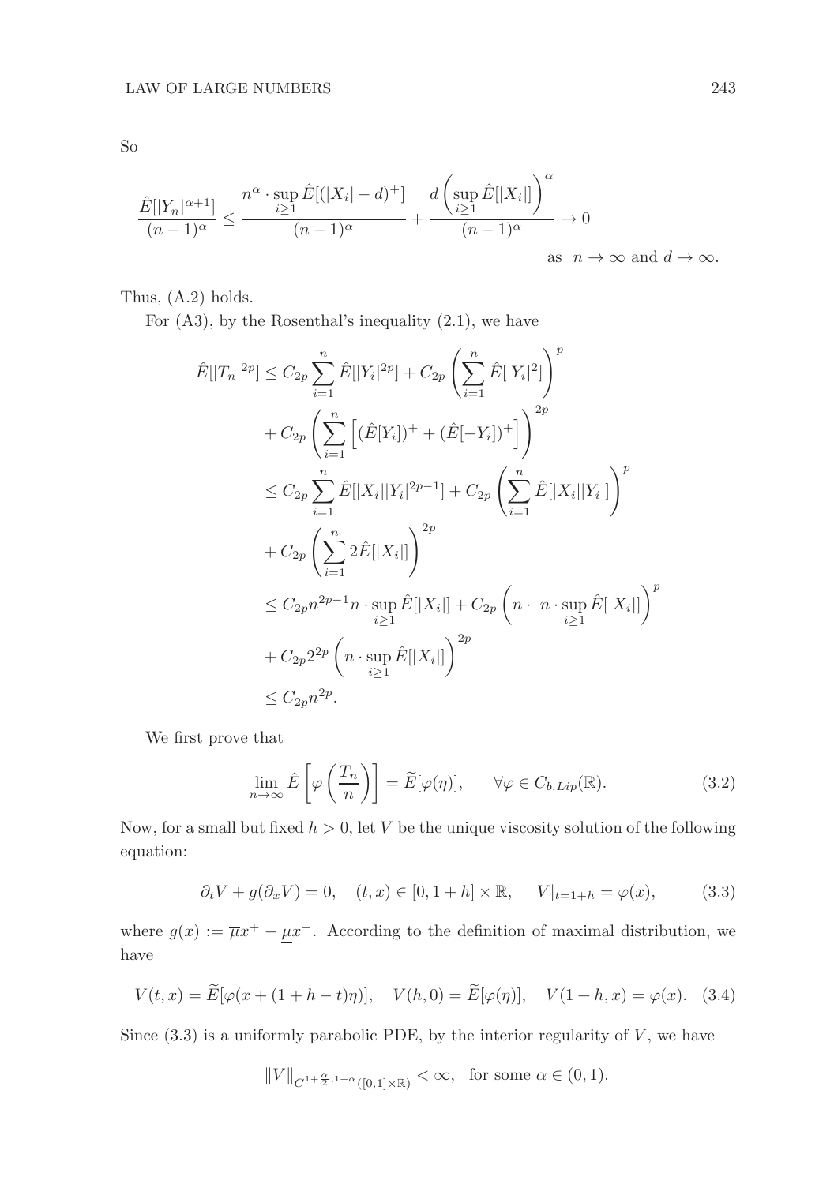So

$$\frac{\hat{E}[|Y_n|^{\alpha+1}]}{(n-1)^\alpha} \leq \frac{n^\alpha \cdot \sup_{i\geq 1} \hat{E}[(|X_i|-d)^+]}{(n-1)^\alpha} + \frac{d\left(\sup_{i\geq 1}\hat{E}[|X_i|]\right)^\alpha}{(n-1)^\alpha} \to 0$$

as $n \to \infty$ and $d \to \infty$.

Thus, (A.2) holds.

For (A3), by the Rosenthal's inequality (2.1), we have

$$\begin{aligned}
\hat{E}[|T_n|^{2p}] &\leq C_{2p}\sum_{i=1}^n \hat{E}[|Y_i|^{2p}] + C_{2p}\left(\sum_{i=1}^n \hat{E}[|Y_i|^2]\right)^p \\
&\quad + C_{2p}\left(\sum_{i=1}^n \left[(\hat{E}[Y_i])^+ + (\hat{E}[-Y_i])^+\right]\right)^{2p} \\
&\leq C_{2p}\sum_{i=1}^n \hat{E}[|X_i||Y_i|^{2p-1}] + C_{2p}\left(\sum_{i=1}^n \hat{E}[|X_i||Y_i|]\right)^p \\
&\quad + C_{2p}\left(\sum_{i=1}^n 2\hat{E}[|X_i|]\right)^{2p} \\
&\leq C_{2p}n^{2p-1}n\cdot\sup_{i\geq 1}\hat{E}[|X_i|] + C_{2p}\left(n\cdot\ n\cdot\sup_{i\geq 1}\hat{E}[|X_i|]\right)^p \\
&\quad + C_{2p}2^{2p}\left(n\cdot\sup_{i\geq 1}\hat{E}[|X_i|]\right)^{2p} \\
&\leq C_{2p}n^{2p}.
\end{aligned}$$

We first prove that

$$\lim_{n\to\infty}\hat{E}\left[\varphi\left(\frac{T_n}{n}\right)\right] = \widetilde{E}[\varphi(\eta)], \qquad \forall \varphi \in C_{b.Lip}(\mathbb{R}). \tag{3.2}$$

Now, for a small but fixed $h > 0$, let $V$ be the unique viscosity solution of the following equation:

$$\partial_t V + g(\partial_x V) = 0, \quad (t,x) \in [0, 1+h]\times\mathbb{R}, \quad V|_{t=1+h} = \varphi(x), \tag{3.3}$$

where $g(x) := \overline{\mu}x^+ - \underline{\mu}x^-$. According to the definition of maximal distribution, we have

$$V(t,x) = \widetilde{E}[\varphi(x + (1+h-t)\eta)], \quad V(h,0) = \widetilde{E}[\varphi(\eta)], \quad V(1+h,x) = \varphi(x). \tag{3.4}$$

Since (3.3) is a uniformly parabolic PDE, by the interior regularity of $V$, we have

$$\|V\|_{C^{1+\frac{\alpha}{2},1+\alpha}([0,1]\times\mathbb{R})} < \infty, \quad \text{for some } \alpha \in (0,1).$$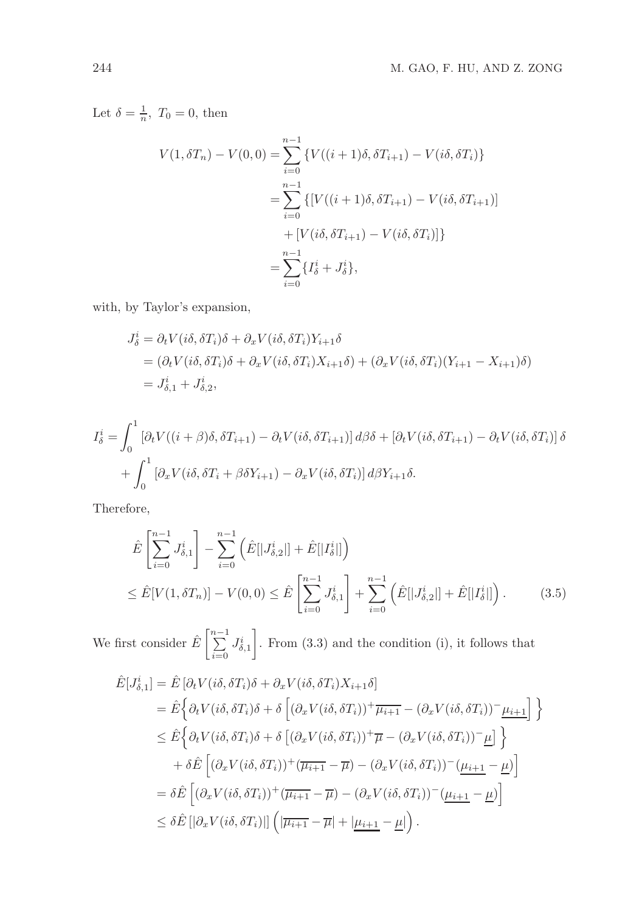Let $\delta = \frac{1}{n},\ T_0 = 0$, then

$$
\begin{aligned}
V(1, \delta T_n) - V(0,0) &= \sum_{i=0}^{n-1} \{V((i+1)\delta, \delta T_{i+1}) - V(i\delta, \delta T_i)\} \\
&= \sum_{i=0}^{n-1} \{[V((i+1)\delta, \delta T_{i+1}) - V(i\delta, \delta T_{i+1})] \\
&\quad + [V(i\delta, \delta T_{i+1}) - V(i\delta, \delta T_i)]\} \\
&= \sum_{i=0}^{n-1} \{I_\delta^i + J_\delta^i\},
\end{aligned}
$$

with, by Taylor's expansion,

$$
\begin{aligned}
J_\delta^i &= \partial_t V(i\delta, \delta T_i)\delta + \partial_x V(i\delta, \delta T_i) Y_{i+1}\delta \\
&= (\partial_t V(i\delta, \delta T_i)\delta + \partial_x V(i\delta, \delta T_i) X_{i+1}\delta) + (\partial_x V(i\delta, \delta T_i)(Y_{i+1} - X_{i+1})\delta) \\
&= J_{\delta,1}^i + J_{\delta,2}^i,
\end{aligned}
$$

$$
\begin{aligned}
I_\delta^i &= \int_0^1 [\partial_t V((i+\beta)\delta, \delta T_{i+1}) - \partial_t V(i\delta, \delta T_{i+1})]\, d\beta \delta + [\partial_t V(i\delta, \delta T_{i+1}) - \partial_t V(i\delta, \delta T_i)]\,\delta \\
&\quad + \int_0^1 [\partial_x V(i\delta, \delta T_i + \beta\delta Y_{i+1}) - \partial_x V(i\delta, \delta T_i)]\, d\beta Y_{i+1}\delta.
\end{aligned}
$$

Therefore,

$$
\begin{aligned}
&\hat{E}\left[\sum_{i=0}^{n-1} J_{\delta,1}^i\right] - \sum_{i=0}^{n-1}\left(\hat{E}[|J_{\delta,2}^i|] + \hat{E}[|I_\delta^i|]\right) \\
&\le \hat{E}[V(1, \delta T_n)] - V(0,0) \le \hat{E}\left[\sum_{i=0}^{n-1} J_{\delta,1}^i\right] + \sum_{i=0}^{n-1}\left(\hat{E}[|J_{\delta,2}^i|] + \hat{E}[|I_\delta^i|]\right). \qquad (3.5)
\end{aligned}
$$

We first consider $\hat{E}\left[\sum_{i=0}^{n-1} J_{\delta,1}^i\right]$. From (3.3) and the condition (i), it follows that

$$
\begin{aligned}
\hat{E}[J_{\delta,1}^i] &= \hat{E}\left[\partial_t V(i\delta, \delta T_i)\delta + \partial_x V(i\delta, \delta T_i) X_{i+1}\delta\right] \\
&= \hat{E}\Big\{\partial_t V(i\delta, \delta T_i)\delta + \delta\left[(\partial_x V(i\delta, \delta T_i))^+ \overline{\mu_{i+1}} - (\partial_x V(i\delta, \delta T_i))^- \underline{\mu_{i+1}}\right]\Big\} \\
&\le \hat{E}\Big\{\partial_t V(i\delta, \delta T_i)\delta + \delta\left[(\partial_x V(i\delta, \delta T_i))^+ \overline{\mu} - (\partial_x V(i\delta, \delta T_i))^- \underline{\mu}\right]\Big\} \\
&\quad + \delta \hat{E}\left[(\partial_x V(i\delta, \delta T_i))^+ (\overline{\mu_{i+1}} - \overline{\mu}) - (\partial_x V(i\delta, \delta T_i))^- (\underline{\mu_{i+1}} - \underline{\mu})\right] \\
&= \delta \hat{E}\left[(\partial_x V(i\delta, \delta T_i))^+ (\overline{\mu_{i+1}} - \overline{\mu}) - (\partial_x V(i\delta, \delta T_i))^- (\underline{\mu_{i+1}} - \underline{\mu})\right] \\
&\le \delta \hat{E}\left[|\partial_x V(i\delta, \delta T_i)|\right]\left(|\overline{\mu_{i+1}} - \overline{\mu}| + |\underline{\mu_{i+1}} - \underline{\mu}|\right).
\end{aligned}
$$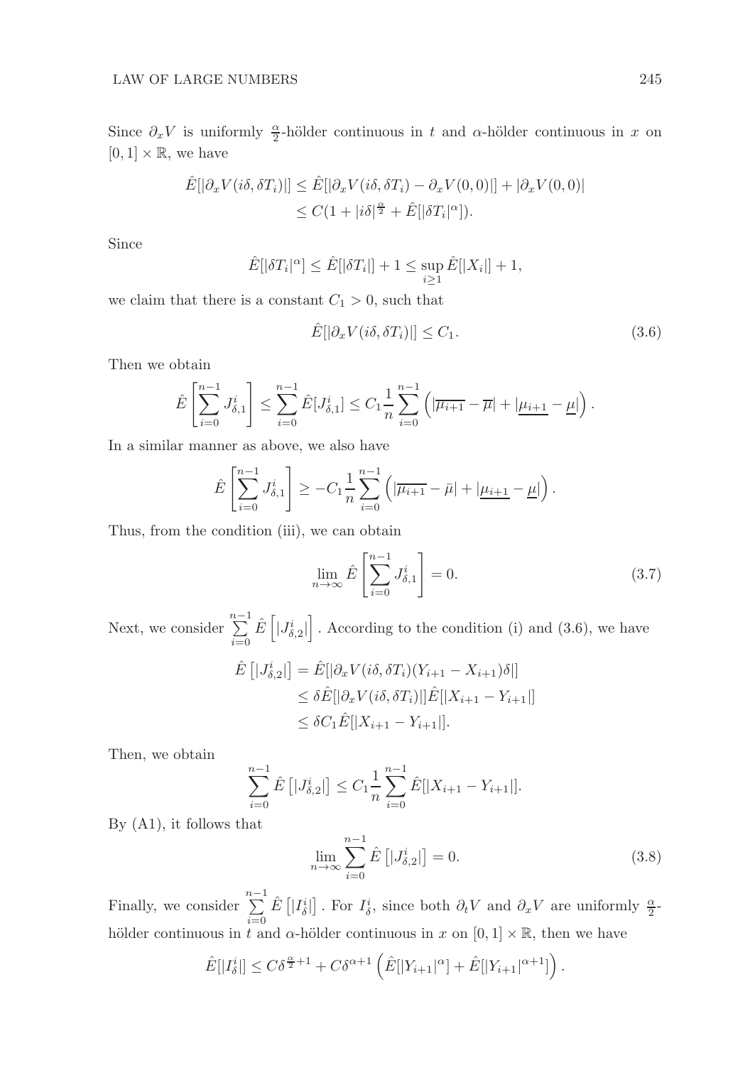Since $\partial_x V$ is uniformly $\frac{\alpha}{2}$-hölder continuous in $t$ and $\alpha$-hölder continuous in $x$ on $[0,1]\times\mathbb{R}$, we have

$$\begin{aligned}\hat{E}[|\partial_x V(i\delta,\delta T_i)|] &\leq \hat{E}[|\partial_x V(i\delta,\delta T_i)-\partial_x V(0,0)|]+|\partial_x V(0,0)|\\ &\leq C(1+|i\delta|^{\frac{\alpha}{2}}+\hat{E}[|\delta T_i|^{\alpha}]).\end{aligned}$$

Since

$$\hat{E}[|\delta T_i|^{\alpha}] \leq \hat{E}[|\delta T_i|]+1 \leq \sup_{i\geq 1}\hat{E}[|X_i|]+1,$$

we claim that there is a constant $C_1>0$, such that

$$\hat{E}[|\partial_x V(i\delta,\delta T_i)|] \leq C_1. \tag{3.6}$$

Then we obtain

$$\hat{E}\left[\sum_{i=0}^{n-1}J_{\delta,1}^i\right] \leq \sum_{i=0}^{n-1}\hat{E}[J_{\delta,1}^i] \leq C_1\frac{1}{n}\sum_{i=0}^{n-1}\left(|\overline{\mu_{i+1}}-\overline{\mu}|+|\underline{\mu_{i+1}}-\underline{\mu}|\right).$$

In a similar manner as above, we also have

$$\hat{E}\left[\sum_{i=0}^{n-1}J_{\delta,1}^i\right] \geq -C_1\frac{1}{n}\sum_{i=0}^{n-1}\left(|\overline{\mu_{i+1}}-\bar{\mu}|+|\underline{\mu_{i+1}}-\underline{\mu}|\right).$$

Thus, from the condition (iii), we can obtain

$$\lim_{n\to\infty}\hat{E}\left[\sum_{i=0}^{n-1}J_{\delta,1}^i\right]=0. \tag{3.7}$$

Next, we consider $\sum\limits_{i=0}^{n-1}\hat{E}\left[|J_{\delta,2}^i|\right]$. According to the condition (i) and (3.6), we have

$$\begin{aligned}\hat{E}\left[|J_{\delta,2}^i|\right] &= \hat{E}[|\partial_x V(i\delta,\delta T_i)(Y_{i+1}-X_{i+1})\delta|]\\ &\leq \delta\hat{E}[|\partial_x V(i\delta,\delta T_i)|]\hat{E}[|X_{i+1}-Y_{i+1}|]\\ &\leq \delta C_1\hat{E}[|X_{i+1}-Y_{i+1}|].\end{aligned}$$

Then, we obtain

$$\sum_{i=0}^{n-1}\hat{E}\left[|J_{\delta,2}^i|\right] \leq C_1\frac{1}{n}\sum_{i=0}^{n-1}\hat{E}[|X_{i+1}-Y_{i+1}|].$$

By (A1), it follows that

$$\lim_{n\to\infty}\sum_{i=0}^{n-1}\hat{E}\left[|J_{\delta,2}^i|\right]=0. \tag{3.8}$$

Finally, we consider $\sum\limits_{i=0}^{n-1}\hat{E}\left[|I_{\delta}^i|\right]$. For $I_\delta^i$, since both $\partial_t V$ and $\partial_x V$ are uniformly $\frac{\alpha}{2}$-hölder continuous in $t$ and $\alpha$-hölder continuous in $x$ on $[0,1]\times\mathbb{R}$, then we have

$$\hat{E}[|I_\delta^i|] \leq C\delta^{\frac{\alpha}{2}+1}+C\delta^{\alpha+1}\left(\hat{E}[|Y_{i+1}|^{\alpha}]+\hat{E}[|Y_{i+1}|^{\alpha+1}]\right).$$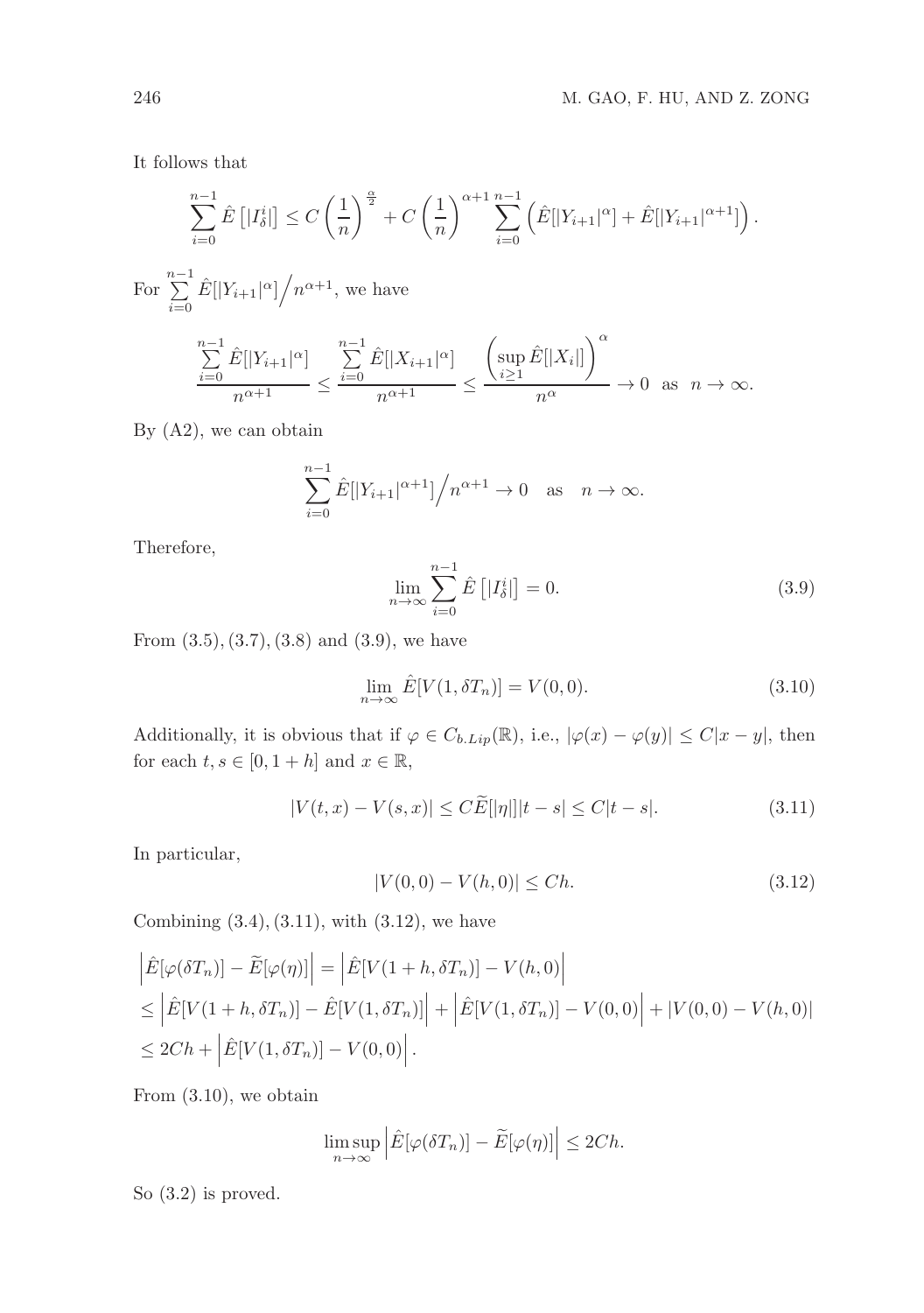It follows that

$$\sum_{i=0}^{n-1} \hat{E}\left[|I_\delta^i|\right] \leq C\left(\frac{1}{n}\right)^{\frac{\alpha}{2}} + C\left(\frac{1}{n}\right)^{\alpha+1} \sum_{i=0}^{n-1} \left(\hat{E}[|Y_{i+1}|^\alpha] + \hat{E}[|Y_{i+1}|^{\alpha+1}]\right).$$

For $\sum\limits_{i=0}^{n-1} \hat{E}[|Y_{i+1}|^\alpha] \Big/ n^{\alpha+1}$, we have

$$\frac{\sum\limits_{i=0}^{n-1} \hat{E}[|Y_{i+1}|^\alpha]}{n^{\alpha+1}} \leq \frac{\sum\limits_{i=0}^{n-1} \hat{E}[|X_{i+1}|^\alpha]}{n^{\alpha+1}} \leq \frac{\left(\sup\limits_{i\geq 1} \hat{E}[|X_i|]\right)^\alpha}{n^\alpha} \to 0 \quad \text{as} \quad n \to \infty.$$

By (A2), we can obtain

$$\sum_{i=0}^{n-1} \hat{E}[|Y_{i+1}|^{\alpha+1}] \Big/ n^{\alpha+1} \to 0 \quad \text{as} \quad n \to \infty.$$

Therefore,

$$\lim_{n\to\infty} \sum_{i=0}^{n-1} \hat{E}\left[|I_\delta^i|\right] = 0. \tag{3.9}$$

From (3.5), (3.7), (3.8) and (3.9), we have

$$\lim_{n\to\infty} \hat{E}[V(1, \delta T_n)] = V(0,0). \tag{3.10}$$

Additionally, it is obvious that if $\varphi \in C_{b.Lip}(\mathbb{R})$, i.e., $|\varphi(x) - \varphi(y)| \leq C|x-y|$, then for each $t, s \in [0, 1+h]$ and $x \in \mathbb{R}$,

$$|V(t,x) - V(s,x)| \leq C\widetilde{E}[|\eta|]|t-s| \leq C|t-s|. \tag{3.11}$$

In particular,

$$|V(0,0) - V(h,0)| \leq Ch. \tag{3.12}$$

Combining (3.4), (3.11), with (3.12), we have

$$\begin{aligned}
&\left|\hat{E}[\varphi(\delta T_n)] - \widetilde{E}[\varphi(\eta)]\right| = \left|\hat{E}[V(1+h, \delta T_n)] - V(h,0)\right| \\
&\leq \left|\hat{E}[V(1+h, \delta T_n)] - \hat{E}[V(1, \delta T_n)]\right| + \left|\hat{E}[V(1, \delta T_n)] - V(0,0)\right| + |V(0,0) - V(h,0)| \\
&\leq 2Ch + \left|\hat{E}[V(1, \delta T_n)] - V(0,0)\right|.
\end{aligned}$$

From (3.10), we obtain

$$\limsup_{n\to\infty} \left|\hat{E}[\varphi(\delta T_n)] - \widetilde{E}[\varphi(\eta)]\right| \leq 2Ch.$$

So (3.2) is proved.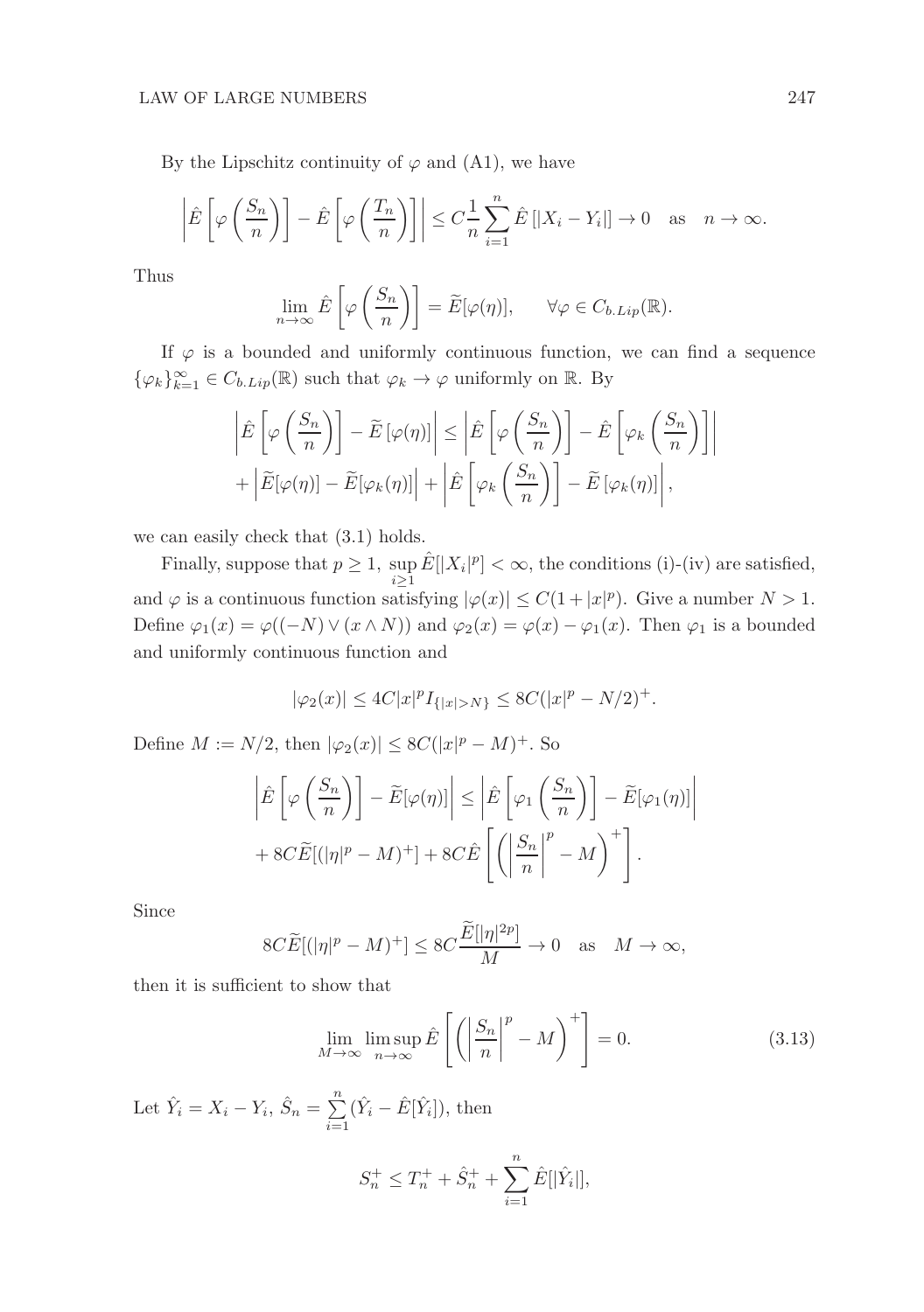By the Lipschitz continuity of $\varphi$ and (A1), we have

$$\left|\hat{E}\left[\varphi\left(\frac{S_n}{n}\right)\right] - \hat{E}\left[\varphi\left(\frac{T_n}{n}\right)\right]\right| \le C\frac{1}{n}\sum_{i=1}^{n}\hat{E}\left[|X_i - Y_i|\right] \to 0 \quad \text{as} \quad n \to \infty.$$

Thus

$$\lim_{n\to\infty}\hat{E}\left[\varphi\left(\frac{S_n}{n}\right)\right] = \widetilde{E}[\varphi(\eta)], \qquad \forall \varphi \in C_{b.Lip}(\mathbb{R}).$$

If $\varphi$ is a bounded and uniformly continuous function, we can find a sequence $\{\varphi_k\}_{k=1}^{\infty} \in C_{b.Lip}(\mathbb{R})$ such that $\varphi_k \to \varphi$ uniformly on $\mathbb{R}$. By

$$\begin{aligned}
\left|\hat{E}\left[\varphi\left(\frac{S_n}{n}\right)\right] - \widetilde{E}\left[\varphi(\eta)\right]\right| &\le \left|\hat{E}\left[\varphi\left(\frac{S_n}{n}\right)\right] - \hat{E}\left[\varphi_k\left(\frac{S_n}{n}\right)\right]\right| \\
&+ \left|\widetilde{E}[\varphi(\eta)] - \widetilde{E}[\varphi_k(\eta)]\right| + \left|\hat{E}\left[\varphi_k\left(\frac{S_n}{n}\right)\right] - \widetilde{E}\left[\varphi_k(\eta)\right]\right|,
\end{aligned}$$

we can easily check that (3.1) holds.

Finally, suppose that $p \ge 1$, $\sup_{i\ge1}\hat{E}[|X_i|^p] < \infty$, the conditions (i)-(iv) are satisfied, and $\varphi$ is a continuous function satisfying $|\varphi(x)| \le C(1+|x|^p)$. Give a number $N > 1$. Define $\varphi_1(x) = \varphi((-N) \vee (x \wedge N))$ and $\varphi_2(x) = \varphi(x) - \varphi_1(x)$. Then $\varphi_1$ is a bounded and uniformly continuous function and

$$|\varphi_2(x)| \le 4C|x|^p I_{\{|x|>N\}} \le 8C(|x|^p - N/2)^+.$$

Define $M := N/2$, then $|\varphi_2(x)| \le 8C(|x|^p - M)^+$. So

$$\begin{aligned}
\left|\hat{E}\left[\varphi\left(\frac{S_n}{n}\right)\right] - \widetilde{E}[\varphi(\eta)]\right| &\le \left|\hat{E}\left[\varphi_1\left(\frac{S_n}{n}\right)\right] - \widetilde{E}[\varphi_1(\eta)]\right| \\
&+ 8C\widetilde{E}[(|\eta|^p - M)^+] + 8C\hat{E}\left[\left(\left|\frac{S_n}{n}\right|^p - M\right)^+\right].
\end{aligned}$$

Since

$$8C\widetilde{E}[(|\eta|^p - M)^+] \le 8C\frac{\widetilde{E}[|\eta|^{2p}]}{M} \to 0 \quad \text{as} \quad M \to \infty,$$

then it is sufficient to show that

$$\lim_{M\to\infty}\limsup_{n\to\infty}\hat{E}\left[\left(\left|\frac{S_n}{n}\right|^p - M\right)^+\right] = 0. \tag{3.13}$$

Let $\hat{Y}_i = X_i - Y_i$, $\hat{S}_n = \sum_{i=1}^{n}(\hat{Y}_i - \hat{E}[\hat{Y}_i])$, then

$$S_n^+ \le T_n^+ + \hat{S}_n^+ + \sum_{i=1}^{n}\hat{E}[|\hat{Y}_i|],$$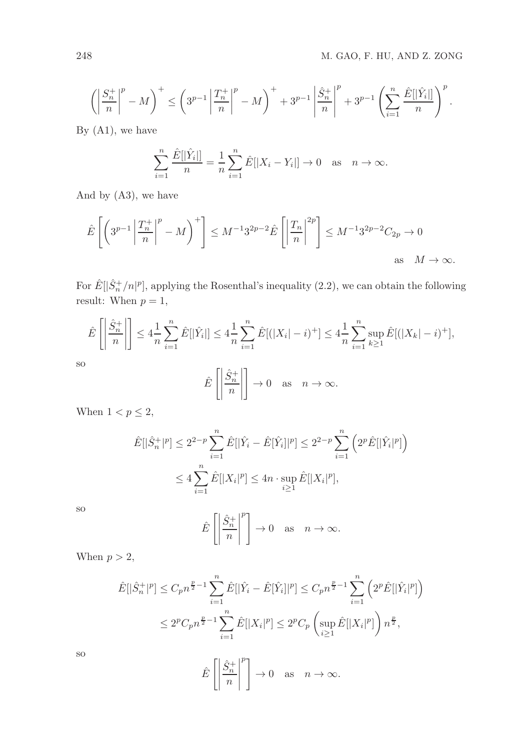$$\left(\left|\frac{S_n^+}{n}\right|^p - M\right)^+ \le \left(3^{p-1}\left|\frac{T_n^+}{n}\right|^p - M\right)^+ + 3^{p-1}\left|\frac{\hat{S}_n^+}{n}\right|^p + 3^{p-1}\left(\sum_{i=1}^n \frac{\hat{E}[|\hat{Y}_i|]}{n}\right)^p.$$

By (A1), we have

$$\sum_{i=1}^n \frac{\hat{E}[|\hat{Y}_i|]}{n} = \frac{1}{n}\sum_{i=1}^n \hat{E}[|X_i - Y_i|] \to 0 \quad \text{as} \quad n \to \infty.$$

And by (A3), we have

$$\hat{E}\left[\left(3^{p-1}\left|\frac{T_n^+}{n}\right|^p - M\right)^+\right] \le M^{-1}3^{2p-2}\hat{E}\left[\left|\frac{T_n}{n}\right|^{2p}\right] \le M^{-1}3^{2p-2}C_{2p} \to 0 \quad \text{as} \quad M \to \infty.$$

For $\hat{E}[|\hat{S}_n^+/n|^p]$, applying the Rosenthal's inequality (2.2), we can obtain the following result: When $p = 1$,

$$\hat{E}\left[\left|\frac{\hat{S}_n^+}{n}\right|\right] \le 4\frac{1}{n}\sum_{i=1}^n \hat{E}[|\hat{Y}_i|] \le 4\frac{1}{n}\sum_{i=1}^n \hat{E}[(|X_i| - i)^+] \le 4\frac{1}{n}\sum_{i=1}^n \sup_{k\ge 1}\hat{E}[(|X_k| - i)^+],$$

so

$$\hat{E}\left[\left|\frac{\hat{S}_n^+}{n}\right|\right] \to 0 \quad \text{as} \quad n \to \infty.$$

When $1 < p \le 2$,

$$\begin{aligned}\hat{E}[|\hat{S}_n^+|^p] &\le 2^{2-p}\sum_{i=1}^n \hat{E}[|\hat{Y}_i - \hat{E}[\hat{Y}_i]|^p] \le 2^{2-p}\sum_{i=1}^n\left(2^p\hat{E}[|\hat{Y}_i|^p]\right)\\ &\le 4\sum_{i=1}^n \hat{E}[|X_i|^p] \le 4n \cdot \sup_{i\ge 1}\hat{E}[|X_i|^p],\end{aligned}$$

so

$$\hat{E}\left[\left|\frac{\hat{S}_n^+}{n}\right|^p\right] \to 0 \quad \text{as} \quad n \to \infty.$$

When $p > 2$,

$$\begin{aligned}\hat{E}[|\hat{S}_n^+|^p] &\le C_p n^{\frac{p}{2}-1}\sum_{i=1}^n \hat{E}[|\hat{Y}_i - \hat{E}[\hat{Y}_i]|^p] \le C_p n^{\frac{p}{2}-1}\sum_{i=1}^n\left(2^p\hat{E}[|\hat{Y}_i|^p]\right)\\ &\le 2^p C_p n^{\frac{p}{2}-1}\sum_{i=1}^n \hat{E}[|X_i|^p] \le 2^p C_p\left(\sup_{i\ge 1}\hat{E}[|X_i|^p]\right)n^{\frac{p}{2}},\end{aligned}$$

so

$$\hat{E}\left[\left|\frac{\hat{S}_n^+}{n}\right|^p\right] \to 0 \quad \text{as} \quad n \to \infty.$$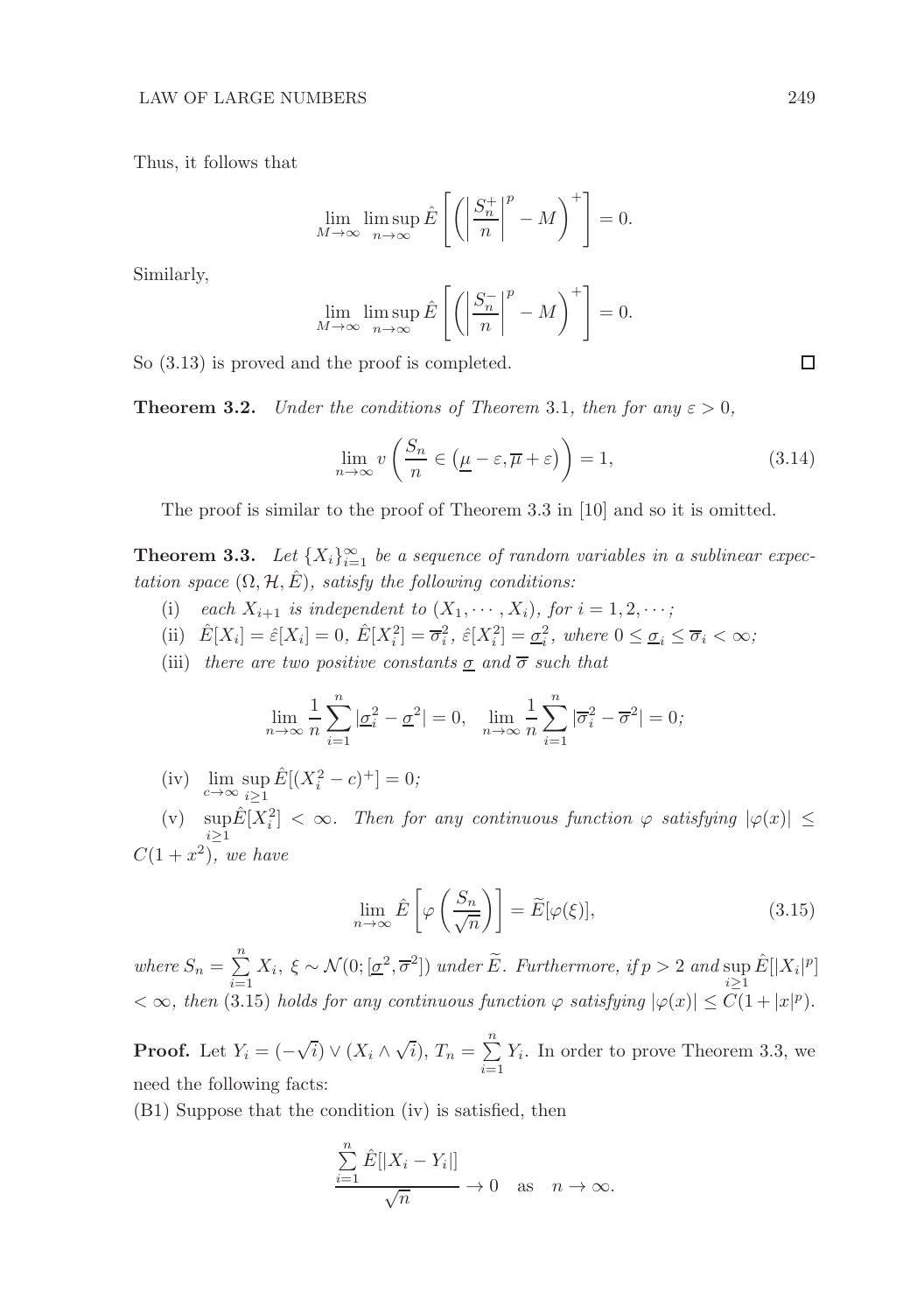Thus, it follows that

$$\lim_{M\to\infty}\limsup_{n\to\infty}\hat{E}\left[\left(\left|\frac{S_n^+}{n}\right|^p - M\right)^+\right] = 0.$$

Similarly,

$$\lim_{M\to\infty}\limsup_{n\to\infty}\hat{E}\left[\left(\left|\frac{S_n^-}{n}\right|^p - M\right)^+\right] = 0.$$

So (3.13) is proved and the proof is completed. □

**Theorem 3.2.** *Under the conditions of Theorem* 3.1*, then for any $\varepsilon > 0$,*

$$\lim_{n\to\infty} v\left(\frac{S_n}{n} \in \left(\underline{\mu} - \varepsilon, \overline{\mu} + \varepsilon\right)\right) = 1, \tag{3.14}$$

The proof is similar to the proof of Theorem 3.3 in [10] and so it is omitted.

**Theorem 3.3.** *Let $\{X_i\}_{i=1}^\infty$ be a sequence of random variables in a sublinear expectation space $(\Omega, \mathcal{H}, \hat{E})$, satisfy the following conditions:*

(i) *each $X_{i+1}$ is independent to $(X_1, \cdots, X_i)$, for $i = 1, 2, \cdots$;*

(ii) $\hat{E}[X_i] = \hat{\varepsilon}[X_i] = 0$, $\hat{E}[X_i^2] = \overline{\sigma}_i^2$, $\hat{\varepsilon}[X_i^2] = \underline{\sigma}_i^2$, *where* $0 \le \underline{\sigma}_i \le \overline{\sigma}_i < \infty$;

(iii) *there are two positive constants $\underline{\sigma}$ and $\overline{\sigma}$ such that*

$$\lim_{n\to\infty}\frac{1}{n}\sum_{i=1}^n |\underline{\sigma}_i^2 - \underline{\sigma}^2| = 0, \quad \lim_{n\to\infty}\frac{1}{n}\sum_{i=1}^n |\overline{\sigma}_i^2 - \overline{\sigma}^2| = 0;$$

(iv) $\lim_{c\to\infty}\sup_{i\ge 1}\hat{E}[(X_i^2 - c)^+] = 0$;

(v) $\sup_{i\ge1}\hat{E}[X_i^2] < \infty$. *Then for any continuous function $\varphi$ satisfying $|\varphi(x)| \le C(1 + x^2)$, we have*

$$\lim_{n\to\infty}\hat{E}\left[\varphi\left(\frac{S_n}{\sqrt{n}}\right)\right] = \widetilde{E}[\varphi(\xi)], \tag{3.15}$$

*where $S_n = \sum_{i=1}^n X_i$, $\xi \sim \mathcal{N}(0; [\underline{\sigma}^2, \overline{\sigma}^2])$ under $\widetilde{E}$. Furthermore, if $p > 2$ and $\sup_{i\ge1}\hat{E}[|X_i|^p] < \infty$, then* (3.15) *holds for any continuous function $\varphi$ satisfying $|\varphi(x)| \le C(1 + |x|^p)$.*

**Proof.** Let $Y_i = (-\sqrt{i}) \vee (X_i \wedge \sqrt{i})$, $T_n = \sum_{i=1}^n Y_i$. In order to prove Theorem 3.3, we need the following facts:

(B1) Suppose that the condition (iv) is satisfied, then

$$\frac{\sum_{i=1}^n \hat{E}[|X_i - Y_i|]}{\sqrt{n}} \to 0 \quad \text{as} \quad n \to \infty.$$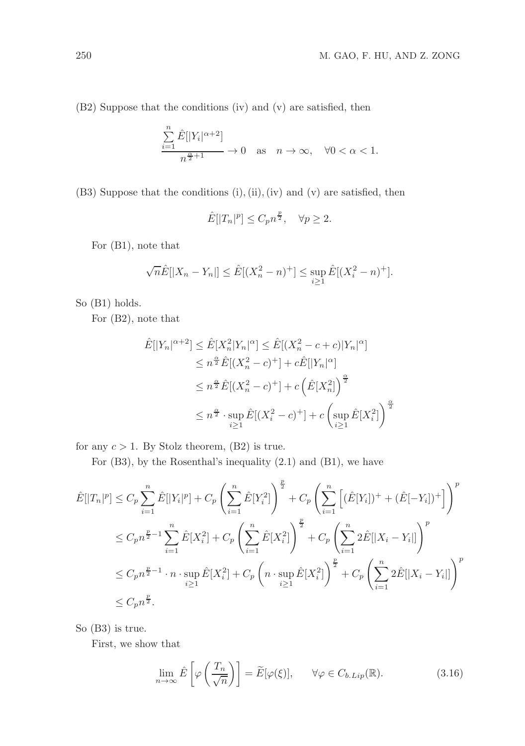(B2) Suppose that the conditions (iv) and (v) are satisfied, then

$$\frac{\sum_{i=1}^{n} \hat{E}[|Y_i|^{\alpha+2}]}{n^{\frac{\alpha}{2}+1}} \to 0 \quad \text{as} \quad n \to \infty, \quad \forall 0 < \alpha < 1.$$

(B3) Suppose that the conditions (i), (ii), (iv) and (v) are satisfied, then

$$\hat{E}[|T_n|^p] \le C_p n^{\frac{p}{2}}, \quad \forall p \ge 2.$$

For (B1), note that

$$\sqrt{n}\hat{E}[|X_n - Y_n|] \le \hat{E}[(X_n^2 - n)^+] \le \sup_{i\ge 1} \hat{E}[(X_i^2 - n)^+].$$

So (B1) holds.

For (B2), note that

$$\begin{aligned}
\hat{E}[|Y_n|^{\alpha+2}] &\le \hat{E}[X_n^2 |Y_n|^{\alpha}] \le \hat{E}[(X_n^2 - c + c)|Y_n|^{\alpha}] \\
&\le n^{\frac{\alpha}{2}} \hat{E}[(X_n^2 - c)^+] + c\hat{E}[|Y_n|^{\alpha}] \\
&\le n^{\frac{\alpha}{2}} \hat{E}[(X_n^2 - c)^+] + c\left(\hat{E}[X_n^2]\right)^{\frac{\alpha}{2}} \\
&\le n^{\frac{\alpha}{2}} \cdot \sup_{i\ge 1} \hat{E}[(X_i^2 - c)^+] + c\left(\sup_{i\ge 1} \hat{E}[X_i^2]\right)^{\frac{\alpha}{2}}
\end{aligned}$$

for any $c > 1$. By Stolz theorem, (B2) is true.

For (B3), by the Rosenthal's inequality (2.1) and (B1), we have

$$\begin{aligned}
\hat{E}[|T_n|^p] &\le C_p \sum_{i=1}^{n} \hat{E}[|Y_i|^p] + C_p \left(\sum_{i=1}^{n} \hat{E}[Y_i^2]\right)^{\frac{p}{2}} + C_p \left(\sum_{i=1}^{n} \left[(\hat{E}[Y_i])^+ + (\hat{E}[-Y_i])^+\right]\right)^p \\
&\le C_p n^{\frac{p}{2}-1} \sum_{i=1}^{n} \hat{E}[X_i^2] + C_p \left(\sum_{i=1}^{n} \hat{E}[X_i^2]\right)^{\frac{p}{2}} + C_p \left(\sum_{i=1}^{n} 2\hat{E}[|X_i - Y_i|]\right)^p \\
&\le C_p n^{\frac{p}{2}-1} \cdot n \cdot \sup_{i\ge 1} \hat{E}[X_i^2] + C_p \left(n \cdot \sup_{i\ge 1} \hat{E}[X_i^2]\right)^{\frac{p}{2}} + C_p \left(\sum_{i=1}^{n} 2\hat{E}[|X_i - Y_i|]\right)^p \\
&\le C_p n^{\frac{p}{2}}.
\end{aligned}$$

So (B3) is true.

First, we show that

$$\lim_{n\to\infty} \hat{E}\left[\varphi\left(\frac{T_n}{\sqrt{n}}\right)\right] = \widetilde{E}[\varphi(\xi)], \qquad \forall \varphi \in C_{b.Lip}(\mathbb{R}). \tag{3.16}$$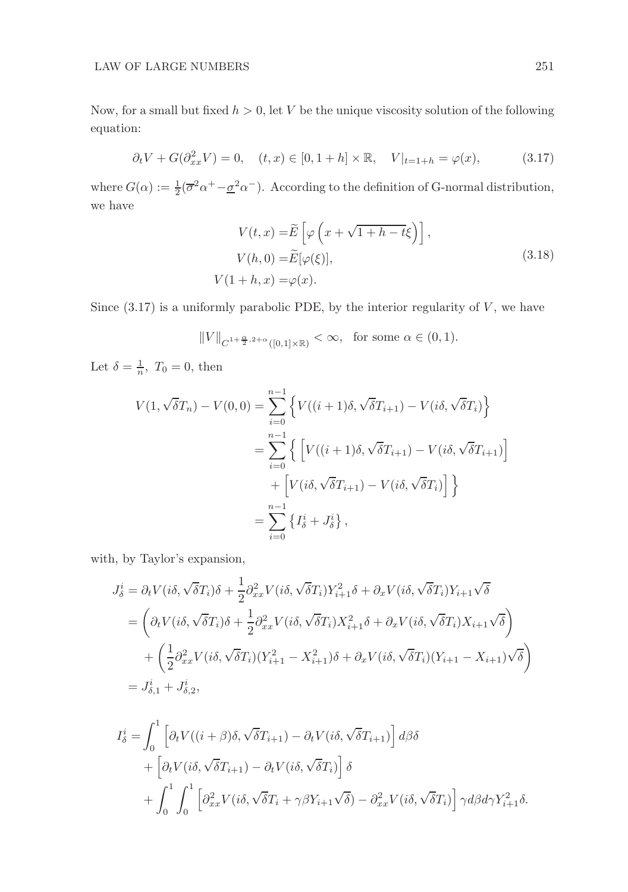Now, for a small but fixed $h > 0$, let $V$ be the unique viscosity solution of the following equation:

$$\partial_t V + G(\partial^2_{xx} V) = 0, \quad (t, x) \in [0, 1+h] \times \mathbb{R}, \quad V|_{t=1+h} = \varphi(x), \tag{3.17}$$

where $G(\alpha) := \frac{1}{2}(\overline{\sigma}^2 \alpha^+ - \underline{\sigma}^2 \alpha^-)$. According to the definition of G-normal distribution, we have

$$\begin{aligned} V(t, x) =& \widetilde{E}\left[\varphi\left(x + \sqrt{1+h-t}\xi\right)\right], \\ V(h, 0) =& \widetilde{E}[\varphi(\xi)], \\ V(1+h, x) =& \varphi(x). \end{aligned} \tag{3.18}$$

Since (3.17) is a uniformly parabolic PDE, by the interior regularity of $V$, we have

$$\|V\|_{C^{1+\frac{\alpha}{2}, 2+\alpha}([0,1]\times\mathbb{R})} < \infty, \quad \text{for some } \alpha \in (0, 1).$$

Let $\delta = \frac{1}{n}$, $T_0 = 0$, then

$$\begin{aligned} V(1, \sqrt{\delta} T_n) - V(0, 0) &= \sum_{i=0}^{n-1} \left\{ V((i+1)\delta, \sqrt{\delta} T_{i+1}) - V(i\delta, \sqrt{\delta} T_i) \right\} \\ &= \sum_{i=0}^{n-1} \Big\{ \left[ V((i+1)\delta, \sqrt{\delta} T_{i+1}) - V(i\delta, \sqrt{\delta} T_{i+1}) \right] \\ &\quad + \left[ V(i\delta, \sqrt{\delta} T_{i+1}) - V(i\delta, \sqrt{\delta} T_i) \right] \Big\} \\ &= \sum_{i=0}^{n-1} \left\{ I^i_\delta + J^i_\delta \right\}, \end{aligned}$$

with, by Taylor's expansion,

$$\begin{aligned} J^i_\delta &= \partial_t V(i\delta, \sqrt{\delta} T_i)\delta + \frac{1}{2}\partial^2_{xx} V(i\delta, \sqrt{\delta} T_i) Y^2_{i+1} \delta + \partial_x V(i\delta, \sqrt{\delta} T_i) Y_{i+1} \sqrt{\delta} \\ &= \left( \partial_t V(i\delta, \sqrt{\delta} T_i)\delta + \frac{1}{2}\partial^2_{xx} V(i\delta, \sqrt{\delta} T_i) X^2_{i+1}\delta + \partial_x V(i\delta, \sqrt{\delta} T_i) X_{i+1} \sqrt{\delta} \right) \\ &\quad + \left( \frac{1}{2}\partial^2_{xx} V(i\delta, \sqrt{\delta} T_i)(Y^2_{i+1} - X^2_{i+1})\delta + \partial_x V(i\delta, \sqrt{\delta} T_i)(Y_{i+1} - X_{i+1})\sqrt{\delta} \right) \\ &= J^i_{\delta,1} + J^i_{\delta,2}, \end{aligned}$$

$$\begin{aligned} I^i_\delta =& \int_0^1 \left[ \partial_t V((i+\beta)\delta, \sqrt{\delta} T_{i+1}) - \partial_t V(i\delta, \sqrt{\delta} T_{i+1}) \right] d\beta \delta \\ &+ \left[ \partial_t V(i\delta, \sqrt{\delta} T_{i+1}) - \partial_t V(i\delta, \sqrt{\delta} T_i) \right] \delta \\ &+ \int_0^1 \int_0^1 \left[ \partial^2_{xx} V(i\delta, \sqrt{\delta} T_i + \gamma\beta Y_{i+1}\sqrt{\delta}) - \partial^2_{xx} V(i\delta, \sqrt{\delta} T_i) \right] \gamma d\beta d\gamma Y^2_{i+1}\delta. \end{aligned}$$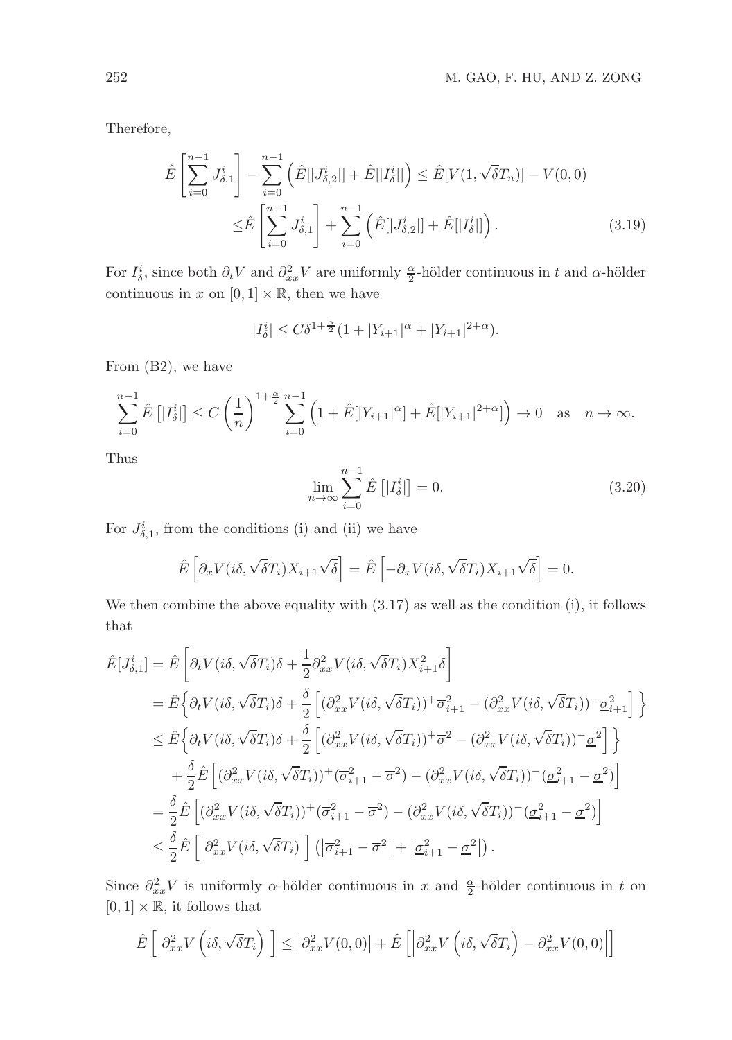Therefore,

$$\hat{E}\left[\sum_{i=0}^{n-1} J_{\delta,1}^i\right] - \sum_{i=0}^{n-1}\left(\hat{E}[|J_{\delta,2}^i|] + \hat{E}[|I_\delta^i|]\right) \le \hat{E}[V(1,\sqrt{\delta}T_n)] - V(0,0)$$
$$\le \hat{E}\left[\sum_{i=0}^{n-1} J_{\delta,1}^i\right] + \sum_{i=0}^{n-1}\left(\hat{E}[|J_{\delta,2}^i|] + \hat{E}[|I_\delta^i|]\right). \tag{3.19}$$

For $I_\delta^i$, since both $\partial_t V$ and $\partial_{xx}^2 V$ are uniformly $\frac{\alpha}{2}$-hölder continuous in $t$ and $\alpha$-hölder continuous in $x$ on $[0,1]\times\mathbb{R}$, then we have

$$|I_\delta^i| \le C\delta^{1+\frac{\alpha}{2}}(1+|Y_{i+1}|^\alpha + |Y_{i+1}|^{2+\alpha}).$$

From (B2), we have

$$\sum_{i=0}^{n-1}\hat{E}\left[|I_\delta^i|\right] \le C\left(\frac{1}{n}\right)^{1+\frac{\alpha}{2}}\sum_{i=0}^{n-1}\left(1+\hat{E}[|Y_{i+1}|^\alpha] + \hat{E}[|Y_{i+1}|^{2+\alpha}]\right) \to 0 \quad \text{as} \quad n\to\infty.$$

Thus

$$\lim_{n\to\infty}\sum_{i=0}^{n-1}\hat{E}\left[|I_\delta^i|\right] = 0. \tag{3.20}$$

For $J_{\delta,1}^i$, from the conditions (i) and (ii) we have

$$\hat{E}\left[\partial_x V(i\delta,\sqrt{\delta}T_i)X_{i+1}\sqrt{\delta}\right] = \hat{E}\left[-\partial_x V(i\delta,\sqrt{\delta}T_i)X_{i+1}\sqrt{\delta}\right] = 0.$$

We then combine the above equality with (3.17) as well as the condition (i), it follows that

$$\begin{aligned}
\hat{E}[J_{\delta,1}^i] &= \hat{E}\left[\partial_t V(i\delta,\sqrt{\delta}T_i)\delta + \frac{1}{2}\partial_{xx}^2 V(i\delta,\sqrt{\delta}T_i)X_{i+1}^2\delta\right] \\
&= \hat{E}\Big\{\partial_t V(i\delta,\sqrt{\delta}T_i)\delta + \frac{\delta}{2}\left[(\partial_{xx}^2 V(i\delta,\sqrt{\delta}T_i))^+\overline{\sigma}_{i+1}^2 - (\partial_{xx}^2 V(i\delta,\sqrt{\delta}T_i))^-\underline{\sigma}_{i+1}^2\right]\Big\} \\
&\le \hat{E}\Big\{\partial_t V(i\delta,\sqrt{\delta}T_i)\delta + \frac{\delta}{2}\left[(\partial_{xx}^2 V(i\delta,\sqrt{\delta}T_i))^+\overline{\sigma}^2 - (\partial_{xx}^2 V(i\delta,\sqrt{\delta}T_i))^-\underline{\sigma}^2\right]\Big\} \\
&\quad + \frac{\delta}{2}\hat{E}\left[(\partial_{xx}^2 V(i\delta,\sqrt{\delta}T_i))^+(\overline{\sigma}_{i+1}^2 - \overline{\sigma}^2) - (\partial_{xx}^2 V(i\delta,\sqrt{\delta}T_i))^-(\underline{\sigma}_{i+1}^2 - \underline{\sigma}^2)\right] \\
&= \frac{\delta}{2}\hat{E}\left[(\partial_{xx}^2 V(i\delta,\sqrt{\delta}T_i))^+(\overline{\sigma}_{i+1}^2 - \overline{\sigma}^2) - (\partial_{xx}^2 V(i\delta,\sqrt{\delta}T_i))^-(\underline{\sigma}_{i+1}^2 - \underline{\sigma}^2)\right] \\
&\le \frac{\delta}{2}\hat{E}\left[\left|\partial_{xx}^2 V(i\delta,\sqrt{\delta}T_i)\right|\right]\left(\left|\overline{\sigma}_{i+1}^2 - \overline{\sigma}^2\right| + \left|\underline{\sigma}_{i+1}^2 - \underline{\sigma}^2\right|\right).
\end{aligned}$$

Since $\partial_{xx}^2 V$ is uniformly $\alpha$-hölder continuous in $x$ and $\frac{\alpha}{2}$-hölder continuous in $t$ on $[0,1]\times\mathbb{R}$, it follows that

$$\hat{E}\left[\left|\partial_{xx}^2 V\left(i\delta,\sqrt{\delta}T_i\right)\right|\right] \le \left|\partial_{xx}^2 V(0,0)\right| + \hat{E}\left[\left|\partial_{xx}^2 V\left(i\delta,\sqrt{\delta}T_i\right) - \partial_{xx}^2 V(0,0)\right|\right]$$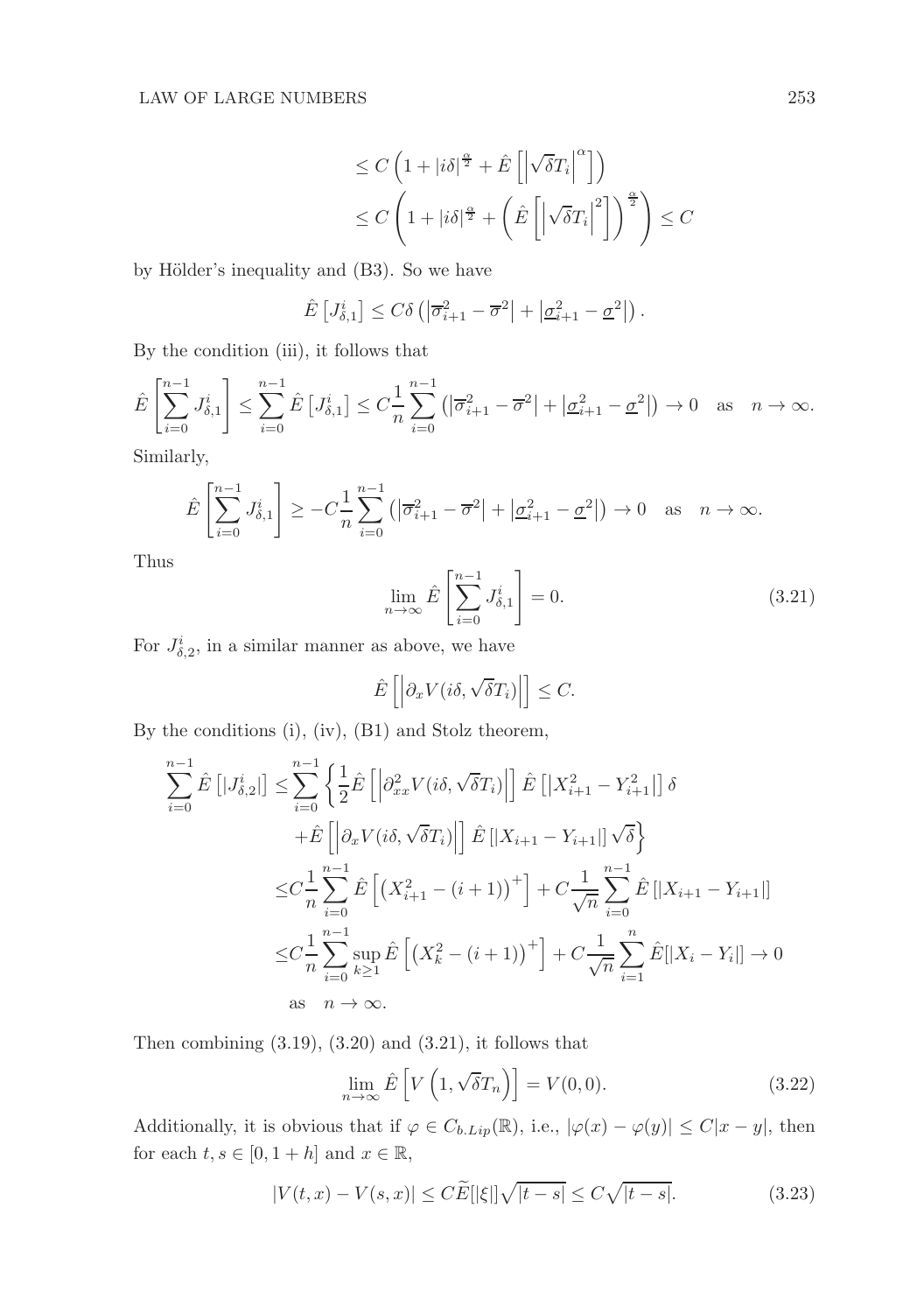$$\leq C\left(1+|i\delta|^{\frac{\alpha}{2}}+\hat{E}\left[\left|\sqrt{\delta}T_i\right|^{\alpha}\right]\right)$$

$$\leq C\left(1+|i\delta|^{\frac{\alpha}{2}}+\left(\hat{E}\left[\left|\sqrt{\delta}T_i\right|^{2}\right]\right)^{\frac{\alpha}{2}}\right)\leq C$$

by Hölder's inequality and (B3). So we have

$$\hat{E}\left[J_{\delta,1}^i\right]\leq C\delta\left(\left|\overline{\sigma}_{i+1}^2-\overline{\sigma}^2\right|+\left|\underline{\sigma}_{i+1}^2-\underline{\sigma}^2\right|\right).$$

By the condition (iii), it follows that

$$\hat{E}\left[\sum_{i=0}^{n-1}J_{\delta,1}^i\right]\leq\sum_{i=0}^{n-1}\hat{E}\left[J_{\delta,1}^i\right]\leq C\frac{1}{n}\sum_{i=0}^{n-1}\left(\left|\overline{\sigma}_{i+1}^2-\overline{\sigma}^2\right|+\left|\underline{\sigma}_{i+1}^2-\underline{\sigma}^2\right|\right)\to 0\quad\text{as}\quad n\to\infty.$$

Similarly,

$$\hat{E}\left[\sum_{i=0}^{n-1}J_{\delta,1}^i\right]\geq -C\frac{1}{n}\sum_{i=0}^{n-1}\left(\left|\overline{\sigma}_{i+1}^2-\overline{\sigma}^2\right|+\left|\underline{\sigma}_{i+1}^2-\underline{\sigma}^2\right|\right)\to 0\quad\text{as}\quad n\to\infty.$$

Thus

$$\lim_{n\to\infty}\hat{E}\left[\sum_{i=0}^{n-1}J_{\delta,1}^i\right]=0. \tag{3.21}$$

For $J_{\delta,2}^i$, in a similar manner as above, we have

$$\hat{E}\left[\left|\partial_x V(i\delta,\sqrt{\delta}T_i)\right|\right]\leq C.$$

By the conditions (i), (iv), (B1) and Stolz theorem,

$$\begin{aligned}\sum_{i=0}^{n-1}\hat{E}\left[|J_{\delta,2}^i|\right]\leq&\sum_{i=0}^{n-1}\left\{\frac{1}{2}\hat{E}\left[\left|\partial_{xx}^2V(i\delta,\sqrt{\delta}T_i)\right|\right]\hat{E}\left[|X_{i+1}^2-Y_{i+1}^2|\right]\delta\right.\\&\left.+\hat{E}\left[\left|\partial_x V(i\delta,\sqrt{\delta}T_i)\right|\right]\hat{E}\left[|X_{i+1}-Y_{i+1}|\right]\sqrt{\delta}\right\}\\\leq&C\frac{1}{n}\sum_{i=0}^{n-1}\hat{E}\left[\left(X_{i+1}^2-(i+1)\right)^+\right]+C\frac{1}{\sqrt{n}}\sum_{i=0}^{n-1}\hat{E}\left[|X_{i+1}-Y_{i+1}|\right]\\\leq&C\frac{1}{n}\sum_{i=0}^{n-1}\sup_{k\geq 1}\hat{E}\left[\left(X_k^2-(i+1)\right)^+\right]+C\frac{1}{\sqrt{n}}\sum_{i=1}^{n}\hat{E}[|X_i-Y_i|]\to 0\\&\text{as}\quad n\to\infty.\end{aligned}$$

Then combining (3.19), (3.20) and (3.21), it follows that

$$\lim_{n\to\infty}\hat{E}\left[V\left(1,\sqrt{\delta}T_n\right)\right]=V(0,0). \tag{3.22}$$

Additionally, it is obvious that if $\varphi\in C_{b.Lip}(\mathbb{R})$, i.e., $|\varphi(x)-\varphi(y)|\leq C|x-y|$, then for each $t,s\in[0,1+h]$ and $x\in\mathbb{R}$,

$$|V(t,x)-V(s,x)|\leq C\widetilde{E}[|\xi|]\sqrt{|t-s|}\leq C\sqrt{|t-s|}. \tag{3.23}$$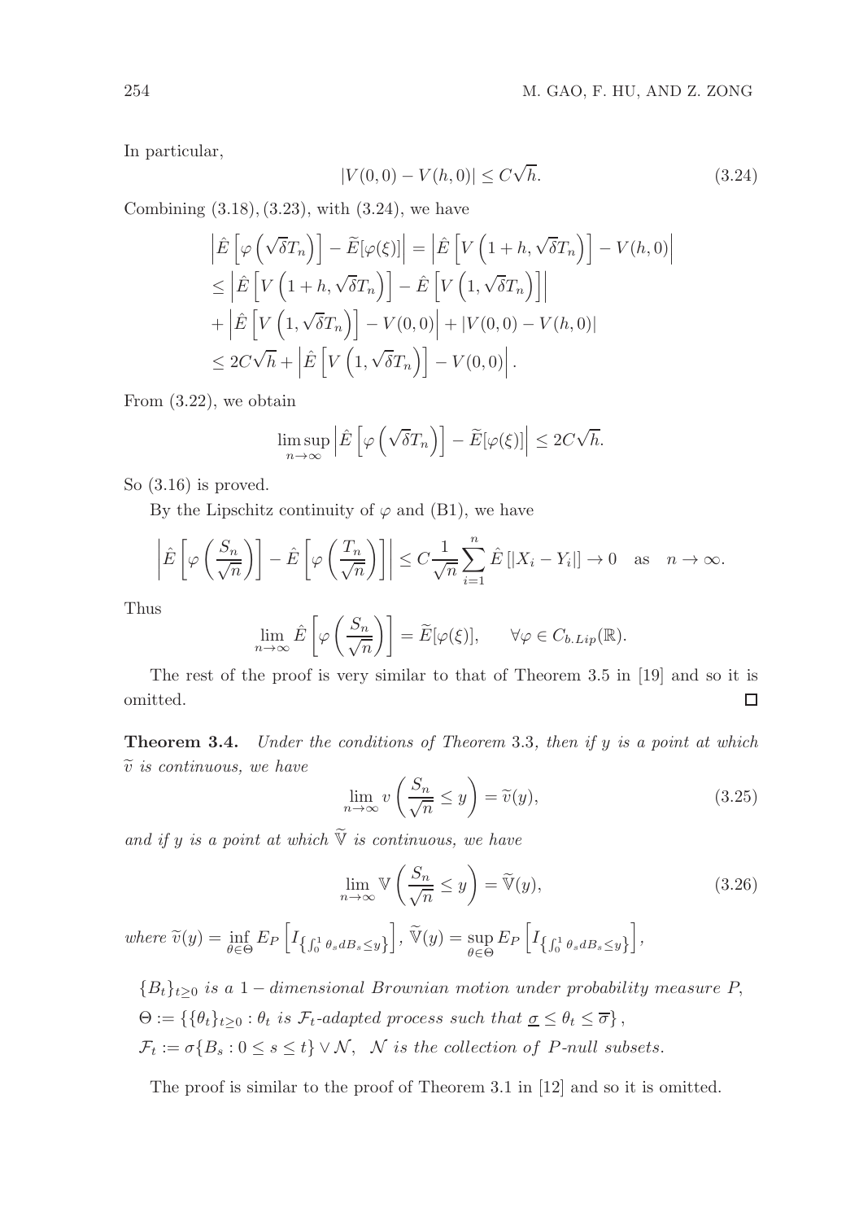In particular,

$$|V(0,0) - V(h,0)| \leq C\sqrt{h}. \tag{3.24}$$

Combining (3.18), (3.23), with (3.24), we have

$$\begin{aligned}
&\left|\hat{E}\left[\varphi\left(\sqrt{\delta}T_n\right)\right] - \widetilde{E}[\varphi(\xi)]\right| = \left|\hat{E}\left[V\left(1+h, \sqrt{\delta}T_n\right)\right] - V(h,0)\right| \\
&\leq \left|\hat{E}\left[V\left(1+h, \sqrt{\delta}T_n\right)\right] - \hat{E}\left[V\left(1, \sqrt{\delta}T_n\right)\right]\right| \\
&+ \left|\hat{E}\left[V\left(1, \sqrt{\delta}T_n\right)\right] - V(0,0)\right| + |V(0,0) - V(h,0)| \\
&\leq 2C\sqrt{h} + \left|\hat{E}\left[V\left(1, \sqrt{\delta}T_n\right)\right] - V(0,0)\right|.
\end{aligned}$$

From (3.22), we obtain

$$\limsup_{n\to\infty} \left|\hat{E}\left[\varphi\left(\sqrt{\delta}T_n\right)\right] - \widetilde{E}[\varphi(\xi)]\right| \leq 2C\sqrt{h}.$$

So (3.16) is proved.

By the Lipschitz continuity of $\varphi$ and (B1), we have

$$\left|\hat{E}\left[\varphi\left(\frac{S_n}{\sqrt{n}}\right)\right] - \hat{E}\left[\varphi\left(\frac{T_n}{\sqrt{n}}\right)\right]\right| \leq C\frac{1}{\sqrt{n}}\sum_{i=1}^{n}\hat{E}\left[|X_i - Y_i|\right] \to 0 \quad \text{as} \quad n\to\infty.$$

Thus

$$\lim_{n\to\infty} \hat{E}\left[\varphi\left(\frac{S_n}{\sqrt{n}}\right)\right] = \widetilde{E}[\varphi(\xi)], \qquad \forall \varphi \in C_{b.Lip}(\mathbb{R}).$$

The rest of the proof is very similar to that of Theorem 3.5 in [19] and so it is omitted. $\square$

**Theorem 3.4.** *Under the conditions of Theorem* 3.3*, then if $y$ is a point at which $\widetilde{v}$ is continuous, we have*

$$\lim_{n\to\infty} v\left(\frac{S_n}{\sqrt{n}} \leq y\right) = \widetilde{v}(y), \tag{3.25}$$

*and if $y$ is a point at which $\widetilde{\mathbb{V}}$ is continuous, we have*

$$\lim_{n\to\infty} \mathbb{V}\left(\frac{S_n}{\sqrt{n}} \leq y\right) = \widetilde{\mathbb{V}}(y), \tag{3.26}$$

*where* $\widetilde{v}(y) = \inf\limits_{\theta\in\Theta} E_P\left[I_{\left\{\int_0^1 \theta_s dB_s \leq y\right\}}\right]$, $\widetilde{\mathbb{V}}(y) = \sup\limits_{\theta\in\Theta} E_P\left[I_{\left\{\int_0^1 \theta_s dB_s \leq y\right\}}\right]$,

$\{B_t\}_{t\geq 0}$ *is a* $1-$*dimensional Brownian motion under probability measure* $P$,
$\Theta := \{\{\theta_t\}_{t\geq 0} : \theta_t$ *is* $\mathcal{F}_t$*-adapted process such that* $\underline{\sigma} \leq \theta_t \leq \overline{\sigma}\}$,
$\mathcal{F}_t := \sigma\{B_s : 0 \leq s \leq t\} \vee \mathcal{N}$, $\mathcal{N}$ *is the collection of* $P$*-null subsets.*

The proof is similar to the proof of Theorem 3.1 in [12] and so it is omitted.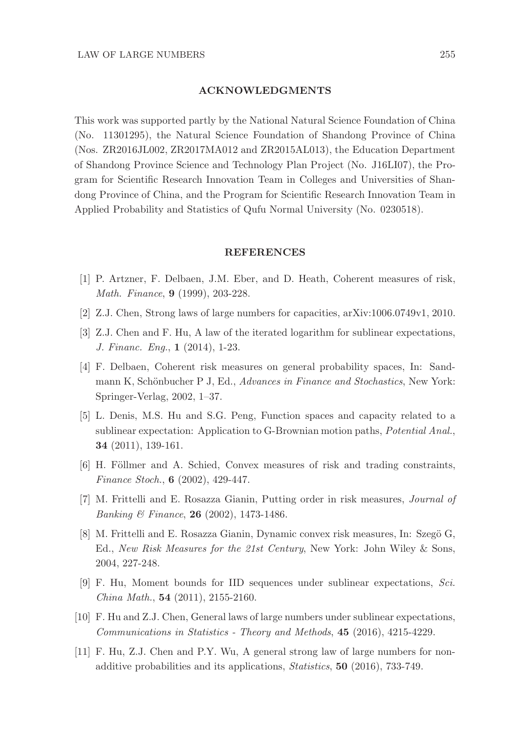## ACKNOWLEDGMENTS

This work was supported partly by the National Natural Science Foundation of China (No. 11301295), the Natural Science Foundation of Shandong Province of China (Nos. ZR2016JL002, ZR2017MA012 and ZR2015AL013), the Education Department of Shandong Province Science and Technology Plan Project (No. J16LI07), the Program for Scientific Research Innovation Team in Colleges and Universities of Shandong Province of China, and the Program for Scientific Research Innovation Team in Applied Probability and Statistics of Qufu Normal University (No. 0230518).

## REFERENCES

[1] P. Artzner, F. Delbaen, J.M. Eber, and D. Heath, Coherent measures of risk, *Math. Finance*, **9** (1999), 203-228.

[2] Z.J. Chen, Strong laws of large numbers for capacities, arXiv:1006.0749v1, 2010.

[3] Z.J. Chen and F. Hu, A law of the iterated logarithm for sublinear expectations, *J. Financ. Eng.*, **1** (2014), 1-23.

[4] F. Delbaen, Coherent risk measures on general probability spaces, In: Sandmann K, Schönbucher P J, Ed., *Advances in Finance and Stochastics*, New York: Springer-Verlag, 2002, 1–37.

[5] L. Denis, M.S. Hu and S.G. Peng, Function spaces and capacity related to a sublinear expectation: Application to G-Brownian motion paths, *Potential Anal.*, **34** (2011), 139-161.

[6] H. Föllmer and A. Schied, Convex measures of risk and trading constraints, *Finance Stoch.*, **6** (2002), 429-447.

[7] M. Frittelli and E. Rosazza Gianin, Putting order in risk measures, *Journal of Banking & Finance*, **26** (2002), 1473-1486.

[8] M. Frittelli and E. Rosazza Gianin, Dynamic convex risk measures, In: Szegö G, Ed., *New Risk Measures for the 21st Century*, New York: John Wiley & Sons, 2004, 227-248.

[9] F. Hu, Moment bounds for IID sequences under sublinear expectations, *Sci. China Math.*, **54** (2011), 2155-2160.

[10] F. Hu and Z.J. Chen, General laws of large numbers under sublinear expectations, *Communications in Statistics - Theory and Methods*, **45** (2016), 4215-4229.

[11] F. Hu, Z.J. Chen and P.Y. Wu, A general strong law of large numbers for non-additive probabilities and its applications, *Statistics*, **50** (2016), 733-749.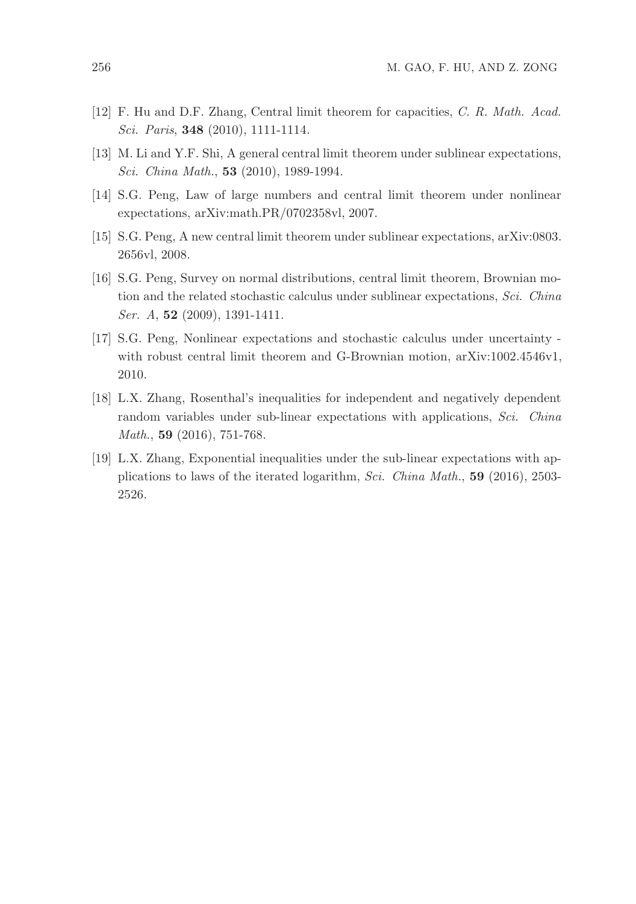[12] F. Hu and D.F. Zhang, Central limit theorem for capacities, *C. R. Math. Acad. Sci. Paris*, **348** (2010), 1111-1114.

[13] M. Li and Y.F. Shi, A general central limit theorem under sublinear expectations, *Sci. China Math.*, **53** (2010), 1989-1994.

[14] S.G. Peng, Law of large numbers and central limit theorem under nonlinear expectations, arXiv:math.PR/0702358vl, 2007.

[15] S.G. Peng, A new central limit theorem under sublinear expectations, arXiv:0803.2656vl, 2008.

[16] S.G. Peng, Survey on normal distributions, central limit theorem, Brownian motion and the related stochastic calculus under sublinear expectations, *Sci. China Ser. A*, **52** (2009), 1391-1411.

[17] S.G. Peng, Nonlinear expectations and stochastic calculus under uncertainty - with robust central limit theorem and G-Brownian motion, arXiv:1002.4546v1, 2010.

[18] L.X. Zhang, Rosenthal's inequalities for independent and negatively dependent random variables under sub-linear expectations with applications, *Sci. China Math.*, **59** (2016), 751-768.

[19] L.X. Zhang, Exponential inequalities under the sub-linear expectations with applications to laws of the iterated logarithm, *Sci. China Math.*, **59** (2016), 2503-2526.